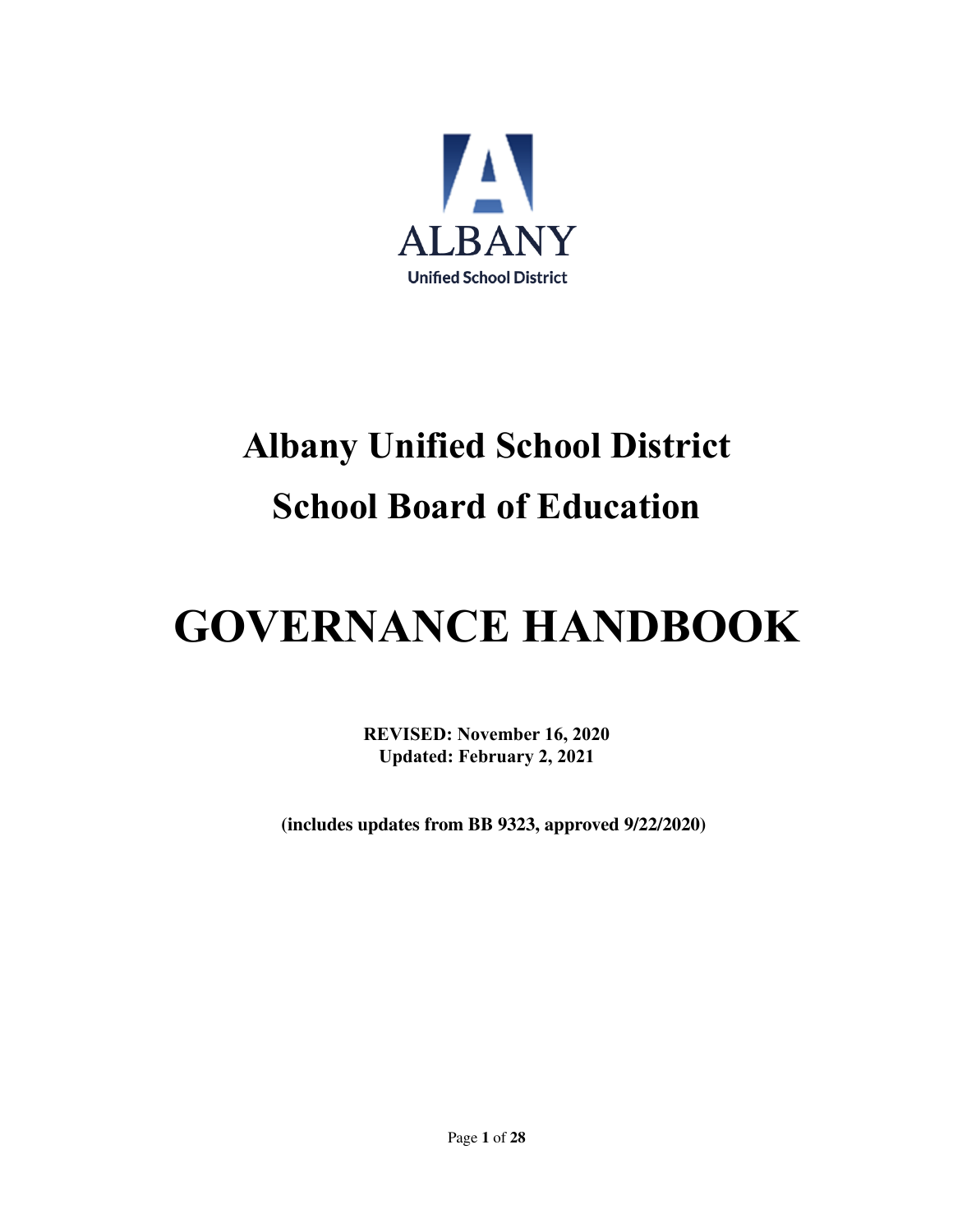ALBANY

Unified School District

# Albany Unified School District

# School Board of Education

# GOVERNANCE HANDBOOK

**REVISED: November 16, 2020**
**Updated: February 2, 2021**

**(includes updates from BB 9323, approved 9/22/2020)**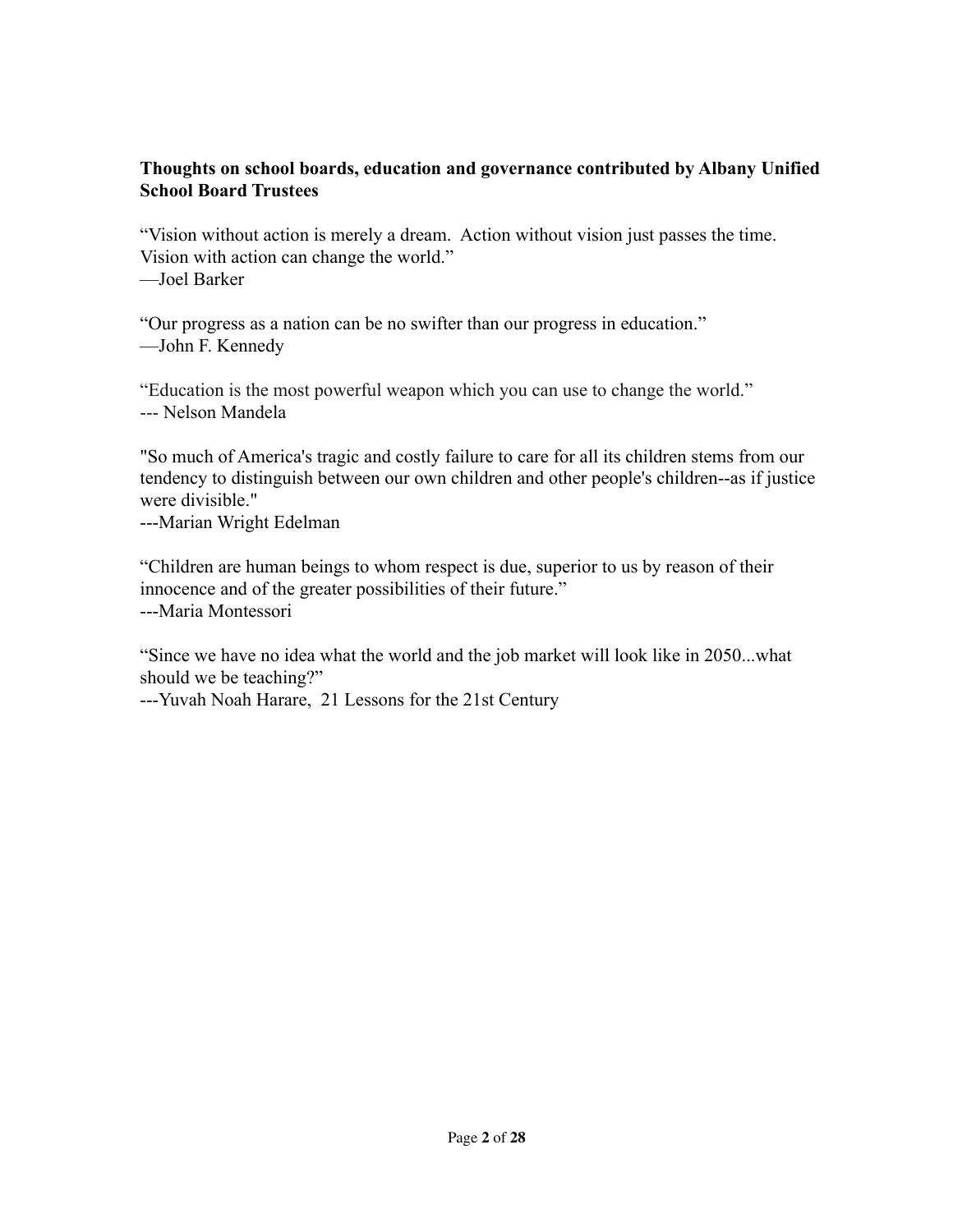**Thoughts on school boards, education and governance contributed by Albany Unified School Board Trustees**

“Vision without action is merely a dream. Action without vision just passes the time. Vision with action can change the world.”
—Joel Barker

“Our progress as a nation can be no swifter than our progress in education.”
—John F. Kennedy

“Education is the most powerful weapon which you can use to change the world.”
--- Nelson Mandela

"So much of America's tragic and costly failure to care for all its children stems from our tendency to distinguish between our own children and other people's children--as if justice were divisible."
---Marian Wright Edelman

“Children are human beings to whom respect is due, superior to us by reason of their innocence and of the greater possibilities of their future.”
---Maria Montessori

“Since we have no idea what the world and the job market will look like in 2050...what should we be teaching?”
---Yuvah Noah Harare, 21 Lessons for the 21st Century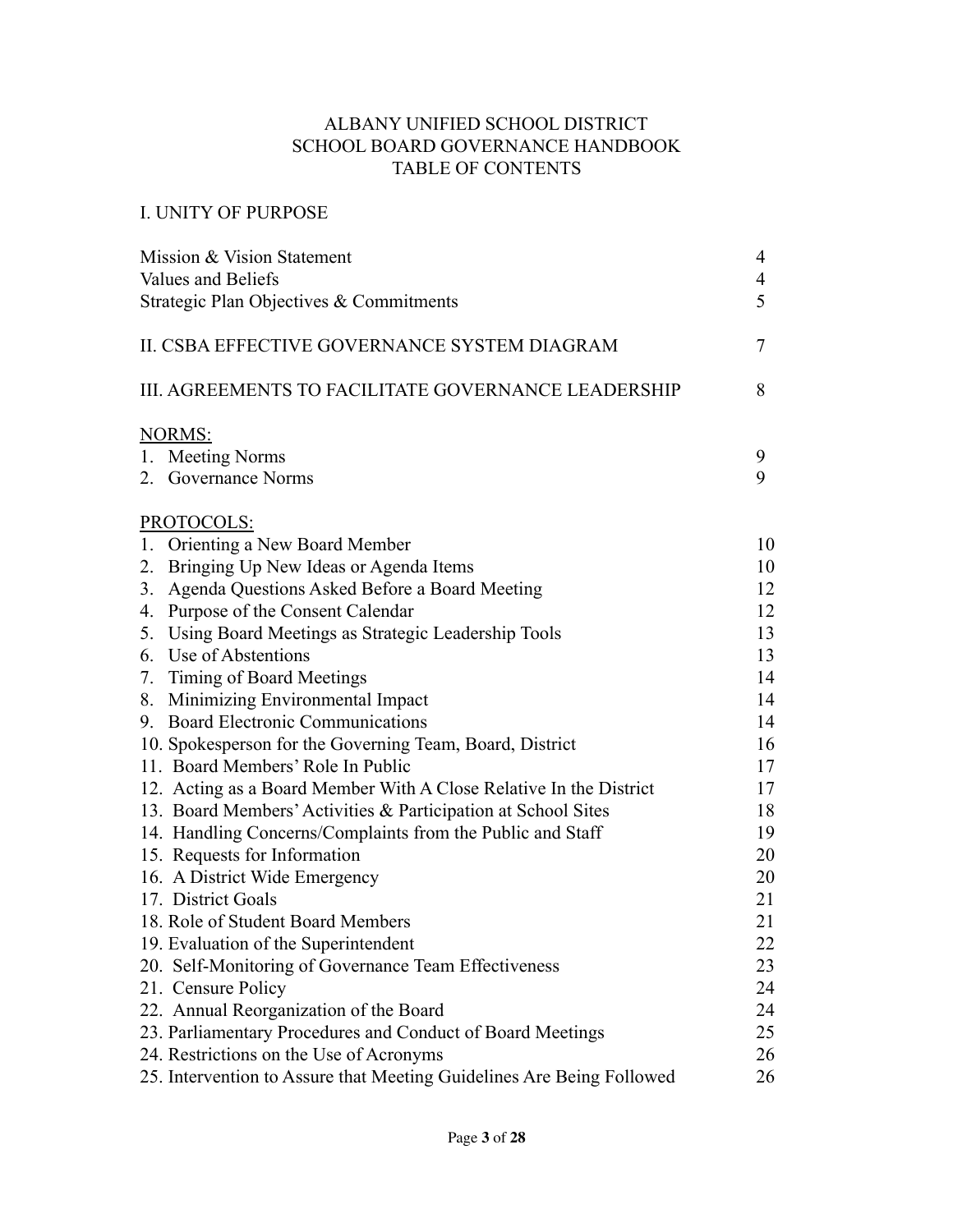# ALBANY UNIFIED SCHOOL DISTRICT
# SCHOOL BOARD GOVERNANCE HANDBOOK
# TABLE OF CONTENTS

## I. UNITY OF PURPOSE

| | |
|---|---|
| Mission & Vision Statement | 4 |
| Values and Beliefs | 4 |
| Strategic Plan Objectives & Commitments | 5 |

## II. CSBA EFFECTIVE GOVERNANCE SYSTEM DIAGRAM — 7

## III. AGREEMENTS TO FACILITATE GOVERNANCE LEADERSHIP — 8

NORMS:

| | |
|---|---|
| 1. Meeting Norms | 9 |
| 2. Governance Norms | 9 |

PROTOCOLS:

| | |
|---|---|
| 1. Orienting a New Board Member | 10 |
| 2. Bringing Up New Ideas or Agenda Items | 10 |
| 3. Agenda Questions Asked Before a Board Meeting | 12 |
| 4. Purpose of the Consent Calendar | 12 |
| 5. Using Board Meetings as Strategic Leadership Tools | 13 |
| 6. Use of Abstentions | 13 |
| 7. Timing of Board Meetings | 14 |
| 8. Minimizing Environmental Impact | 14 |
| 9. Board Electronic Communications | 14 |
| 10. Spokesperson for the Governing Team, Board, District | 16 |
| 11. Board Members' Role In Public | 17 |
| 12. Acting as a Board Member With A Close Relative In the District | 17 |
| 13. Board Members' Activities & Participation at School Sites | 18 |
| 14. Handling Concerns/Complaints from the Public and Staff | 19 |
| 15. Requests for Information | 20 |
| 16. A District Wide Emergency | 20 |
| 17. District Goals | 21 |
| 18. Role of Student Board Members | 21 |
| 19. Evaluation of the Superintendent | 22 |
| 20. Self-Monitoring of Governance Team Effectiveness | 23 |
| 21. Censure Policy | 24 |
| 22. Annual Reorganization of the Board | 24 |
| 23. Parliamentary Procedures and Conduct of Board Meetings | 25 |
| 24. Restrictions on the Use of Acronyms | 26 |
| 25. Intervention to Assure that Meeting Guidelines Are Being Followed | 26 |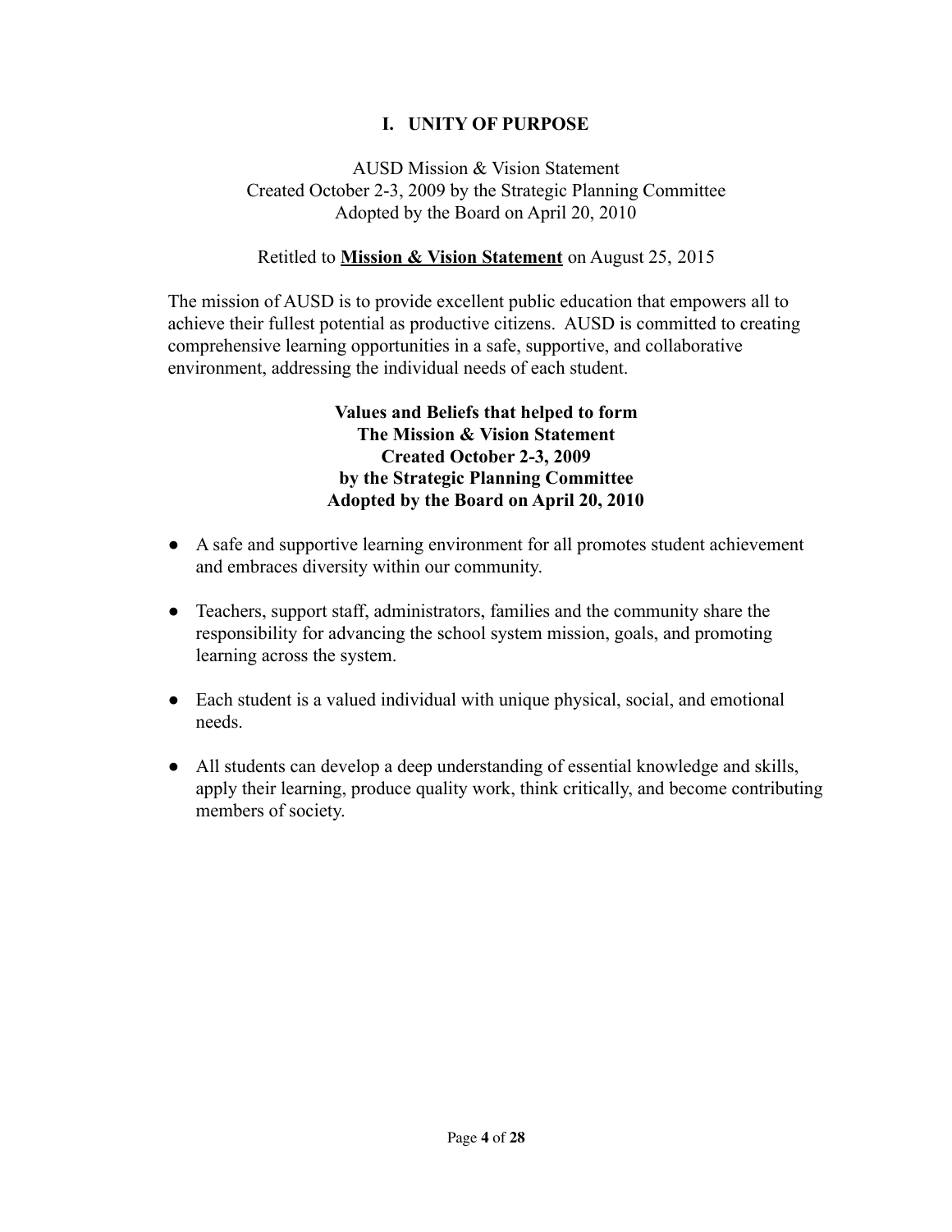## I. UNITY OF PURPOSE

AUSD Mission & Vision Statement
Created October 2-3, 2009 by the Strategic Planning Committee
Adopted by the Board on April 20, 2010

Retitled to **Mission & Vision Statement** on August 25, 2015

The mission of AUSD is to provide excellent public education that empowers all to achieve their fullest potential as productive citizens. AUSD is committed to creating comprehensive learning opportunities in a safe, supportive, and collaborative environment, addressing the individual needs of each student.

**Values and Beliefs that helped to form
The Mission & Vision Statement
Created October 2-3, 2009
by the Strategic Planning Committee
Adopted by the Board on April 20, 2010**

- A safe and supportive learning environment for all promotes student achievement and embraces diversity within our community.
- Teachers, support staff, administrators, families and the community share the responsibility for advancing the school system mission, goals, and promoting learning across the system.
- Each student is a valued individual with unique physical, social, and emotional needs.
- All students can develop a deep understanding of essential knowledge and skills, apply their learning, produce quality work, think critically, and become contributing members of society.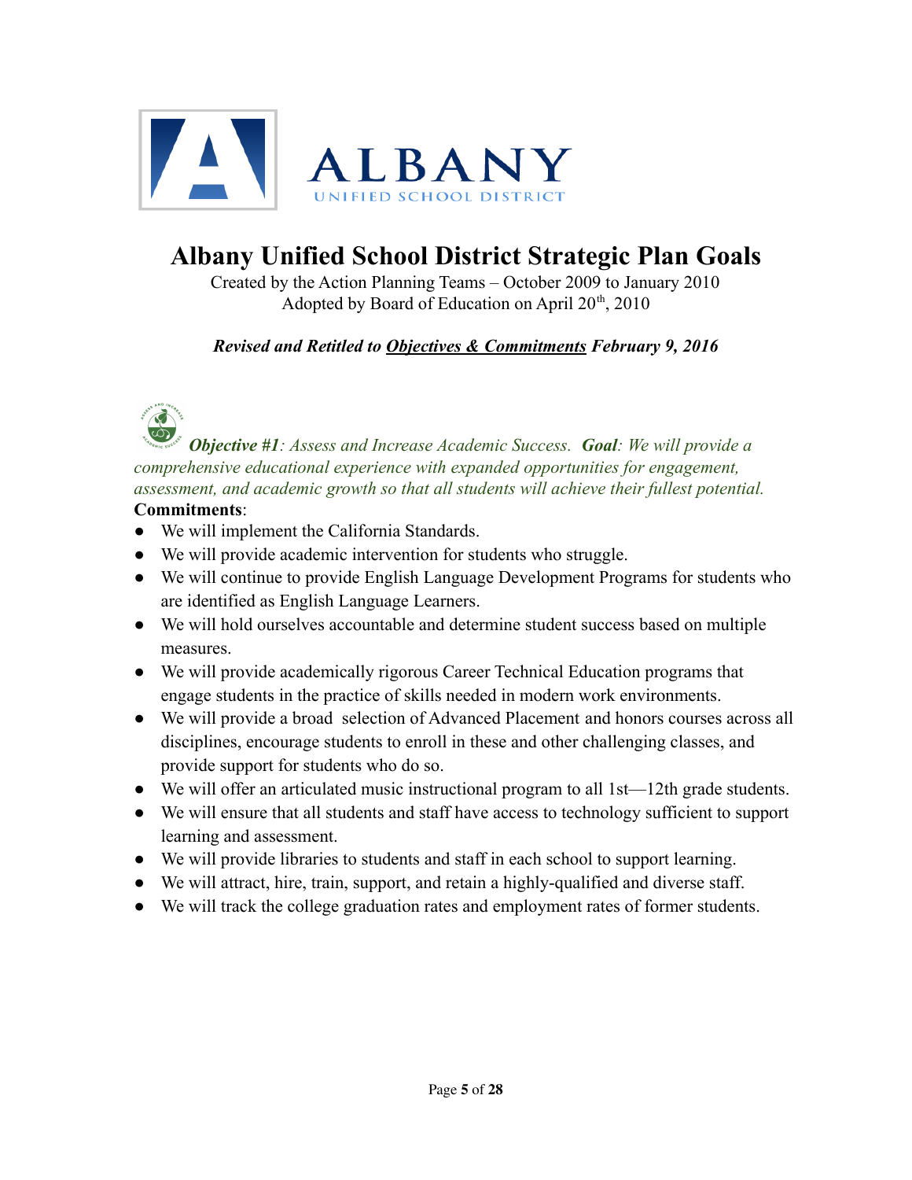ALBANY
UNIFIED SCHOOL DISTRICT

# Albany Unified School District Strategic Plan Goals

Created by the Action Planning Teams – October 2009 to January 2010
Adopted by Board of Education on April 20th, 2010

***Revised and Retitled to Objectives & Commitments February 9, 2016***

***Objective #1****: Assess and Increase Academic Success.* ***Goal****: We will provide a comprehensive educational experience with expanded opportunities for engagement, assessment, and academic growth so that all students will achieve their fullest potential.*

**Commitments**:

- We will implement the California Standards.
- We will provide academic intervention for students who struggle.
- We will continue to provide English Language Development Programs for students who are identified as English Language Learners.
- We will hold ourselves accountable and determine student success based on multiple measures.
- We will provide academically rigorous Career Technical Education programs that engage students in the practice of skills needed in modern work environments.
- We will provide a broad selection of Advanced Placement and honors courses across all disciplines, encourage students to enroll in these and other challenging classes, and provide support for students who do so.
- We will offer an articulated music instructional program to all 1st—12th grade students.
- We will ensure that all students and staff have access to technology sufficient to support learning and assessment.
- We will provide libraries to students and staff in each school to support learning.
- We will attract, hire, train, support, and retain a highly-qualified and diverse staff.
- We will track the college graduation rates and employment rates of former students.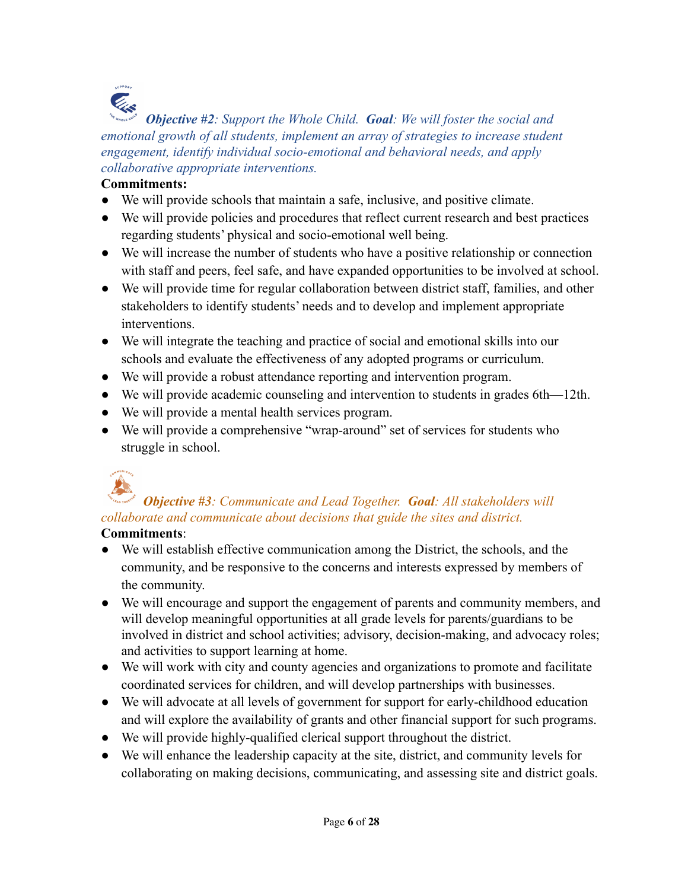***Objective #2**: Support the Whole Child.* ***Goal**: We will foster the social and emotional growth of all students, implement an array of strategies to increase student engagement, identify individual socio-emotional and behavioral needs, and apply collaborative appropriate interventions.*

**Commitments:**

- We will provide schools that maintain a safe, inclusive, and positive climate.
- We will provide policies and procedures that reflect current research and best practices regarding students' physical and socio-emotional well being.
- We will increase the number of students who have a positive relationship or connection with staff and peers, feel safe, and have expanded opportunities to be involved at school.
- We will provide time for regular collaboration between district staff, families, and other stakeholders to identify students' needs and to develop and implement appropriate interventions.
- We will integrate the teaching and practice of social and emotional skills into our schools and evaluate the effectiveness of any adopted programs or curriculum.
- We will provide a robust attendance reporting and intervention program.
- We will provide academic counseling and intervention to students in grades 6th—12th.
- We will provide a mental health services program.
- We will provide a comprehensive "wrap-around" set of services for students who struggle in school.

***Objective #3**: Communicate and Lead Together.* ***Goal**: All stakeholders will collaborate and communicate about decisions that guide the sites and district.*

**Commitments**:

- We will establish effective communication among the District, the schools, and the community, and be responsive to the concerns and interests expressed by members of the community.
- We will encourage and support the engagement of parents and community members, and will develop meaningful opportunities at all grade levels for parents/guardians to be involved in district and school activities; advisory, decision-making, and advocacy roles; and activities to support learning at home.
- We will work with city and county agencies and organizations to promote and facilitate coordinated services for children, and will develop partnerships with businesses.
- We will advocate at all levels of government for support for early-childhood education and will explore the availability of grants and other financial support for such programs.
- We will provide highly-qualified clerical support throughout the district.
- We will enhance the leadership capacity at the site, district, and community levels for collaborating on making decisions, communicating, and assessing site and district goals.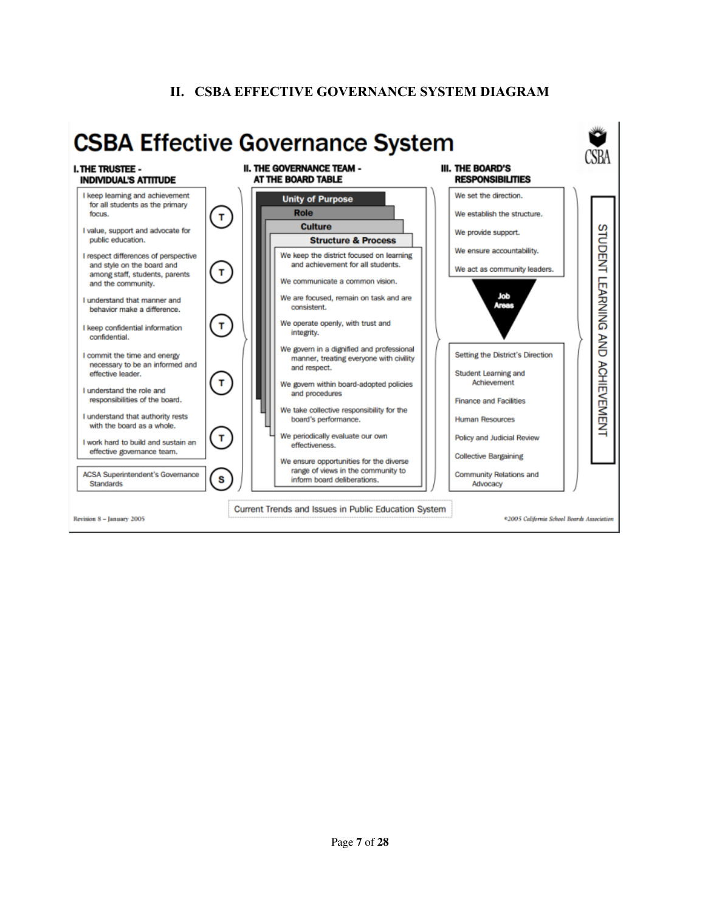## II. CSBA EFFECTIVE GOVERNANCE SYSTEM DIAGRAM

# CSBA Effective Governance System

CSBA

### I. THE TRUSTEE - INDIVIDUAL'S ATTITUDE

- I keep learning and achievement for all students as the primary focus.
- I value, support and advocate for public education.
- I respect differences of perspective and style on the board and among staff, students, parents and the community.
- I understand that manner and behavior make a difference.
- I keep confidential information confidential.
- I commit the time and energy necessary to be an informed and effective leader.
- I understand the role and responsibilities of the board.
- I understand that authority rests with the board as a whole.
- I work hard to build and sustain an effective governance team.

T T T T T

ACSA Superintendent's Governance Standards (S)

### II. THE GOVERNANCE TEAM - AT THE BOARD TABLE

**Unity of Purpose**

**Role**

**Culture**

**Structure & Process**

- We keep the district focused on learning and achievement for all students.
- We communicate a common vision.
- We are focused, remain on task and are consistent.
- We operate openly, with trust and integrity.
- We govern in a dignified and professional manner, treating everyone with civility and respect.
- We govern within board-adopted policies and procedures
- We take collective responsibility for the board's performance.
- We periodically evaluate our own effectiveness.
- We ensure opportunities for the diverse range of views in the community to inform board deliberations.

### III. THE BOARD'S RESPONSIBILITIES

- We set the direction.
- We establish the structure.
- We provide support.
- We ensure accountability.
- We act as community leaders.

**Job Areas**

- Setting the District's Direction
- Student Learning and Achievement
- Finance and Facilities
- Human Resources
- Policy and Judicial Review
- Collective Bargaining
- Community Relations and Advocacy

STUDENT LEARNING AND ACHIEVEMENT

Current Trends and Issues in Public Education System

Revision 8 – January 2005

©2005 California School Boards Association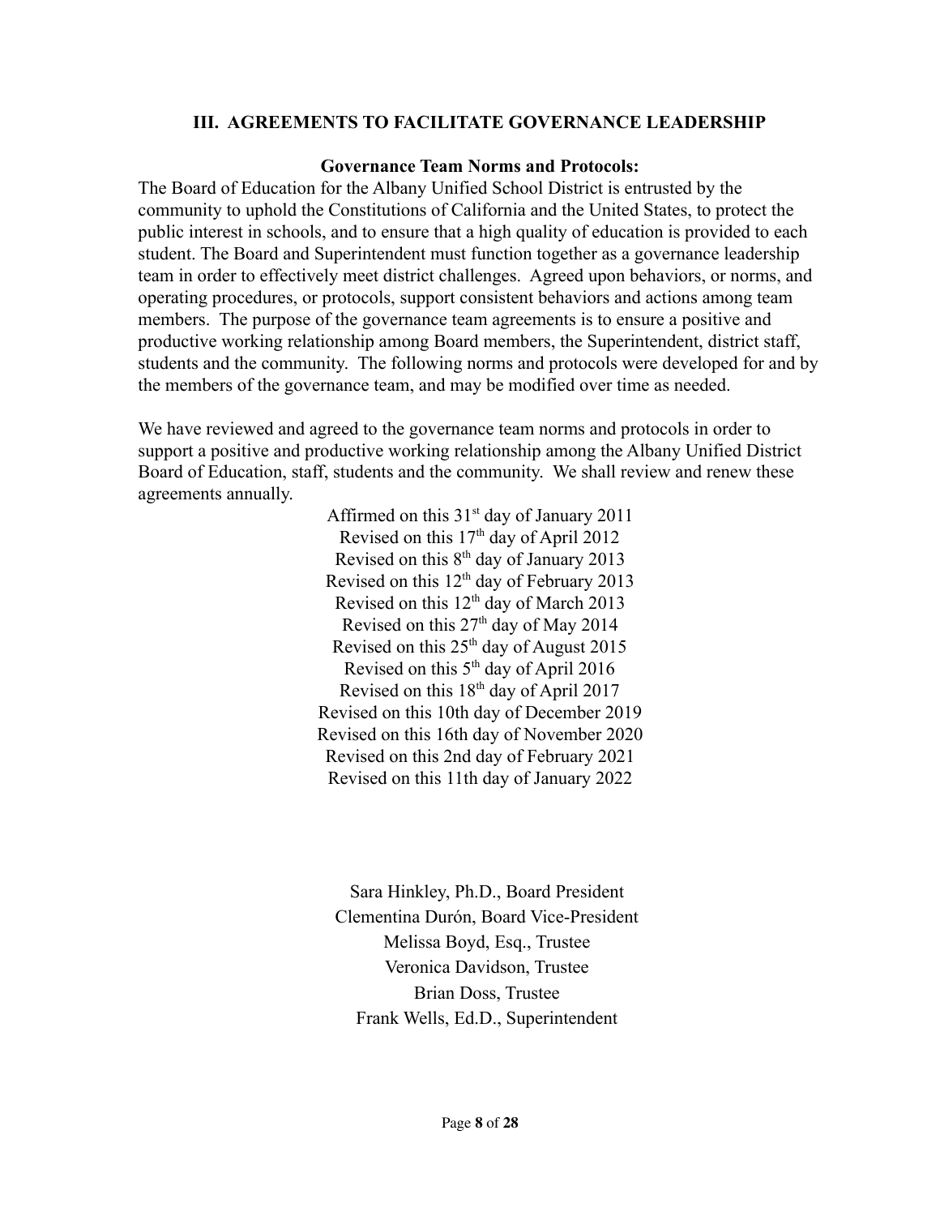## III. AGREEMENTS TO FACILITATE GOVERNANCE LEADERSHIP

### Governance Team Norms and Protocols:

The Board of Education for the Albany Unified School District is entrusted by the community to uphold the Constitutions of California and the United States, to protect the public interest in schools, and to ensure that a high quality of education is provided to each student. The Board and Superintendent must function together as a governance leadership team in order to effectively meet district challenges. Agreed upon behaviors, or norms, and operating procedures, or protocols, support consistent behaviors and actions among team members. The purpose of the governance team agreements is to ensure a positive and productive working relationship among Board members, the Superintendent, district staff, students and the community. The following norms and protocols were developed for and by the members of the governance team, and may be modified over time as needed.

We have reviewed and agreed to the governance team norms and protocols in order to support a positive and productive working relationship among the Albany Unified District Board of Education, staff, students and the community. We shall review and renew these agreements annually.

Affirmed on this 31st day of January 2011
Revised on this 17th day of April 2012
Revised on this 8th day of January 2013
Revised on this 12th day of February 2013
Revised on this 12th day of March 2013
Revised on this 27th day of May 2014
Revised on this 25th day of August 2015
Revised on this 5th day of April 2016
Revised on this 18th day of April 2017
Revised on this 10th day of December 2019
Revised on this 16th day of November 2020
Revised on this 2nd day of February 2021
Revised on this 11th day of January 2022

Sara Hinkley, Ph.D., Board President
Clementina Durón, Board Vice-President
Melissa Boyd, Esq., Trustee
Veronica Davidson, Trustee
Brian Doss, Trustee
Frank Wells, Ed.D., Superintendent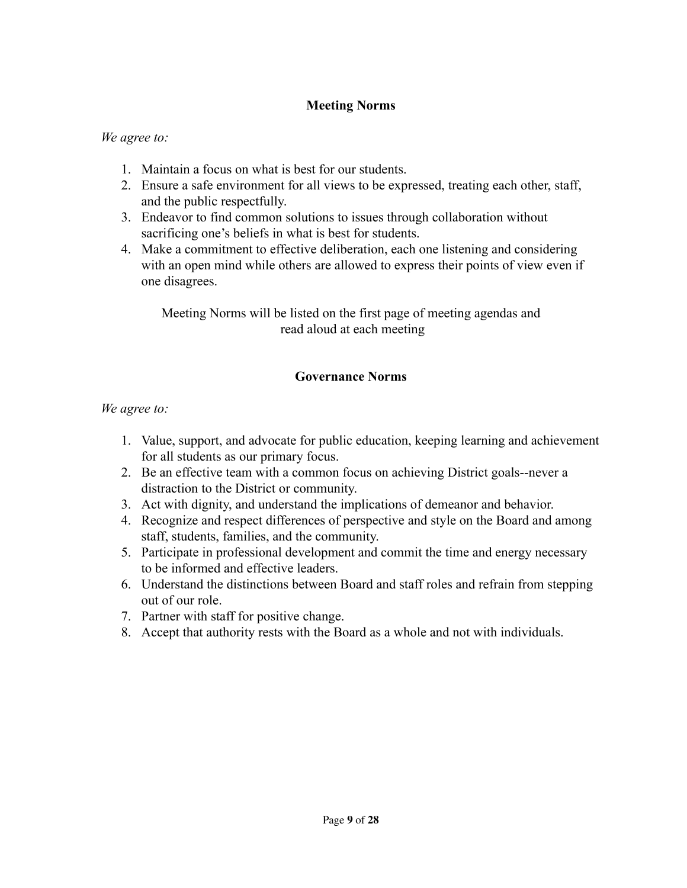## Meeting Norms

*We agree to:*

1. Maintain a focus on what is best for our students.
2. Ensure a safe environment for all views to be expressed, treating each other, staff, and the public respectfully.
3. Endeavor to find common solutions to issues through collaboration without sacrificing one's beliefs in what is best for students.
4. Make a commitment to effective deliberation, each one listening and considering with an open mind while others are allowed to express their points of view even if one disagrees.

Meeting Norms will be listed on the first page of meeting agendas and read aloud at each meeting

## Governance Norms

*We agree to:*

1. Value, support, and advocate for public education, keeping learning and achievement for all students as our primary focus.
2. Be an effective team with a common focus on achieving District goals--never a distraction to the District or community.
3. Act with dignity, and understand the implications of demeanor and behavior.
4. Recognize and respect differences of perspective and style on the Board and among staff, students, families, and the community.
5. Participate in professional development and commit the time and energy necessary to be informed and effective leaders.
6. Understand the distinctions between Board and staff roles and refrain from stepping out of our role.
7. Partner with staff for positive change.
8. Accept that authority rests with the Board as a whole and not with individuals.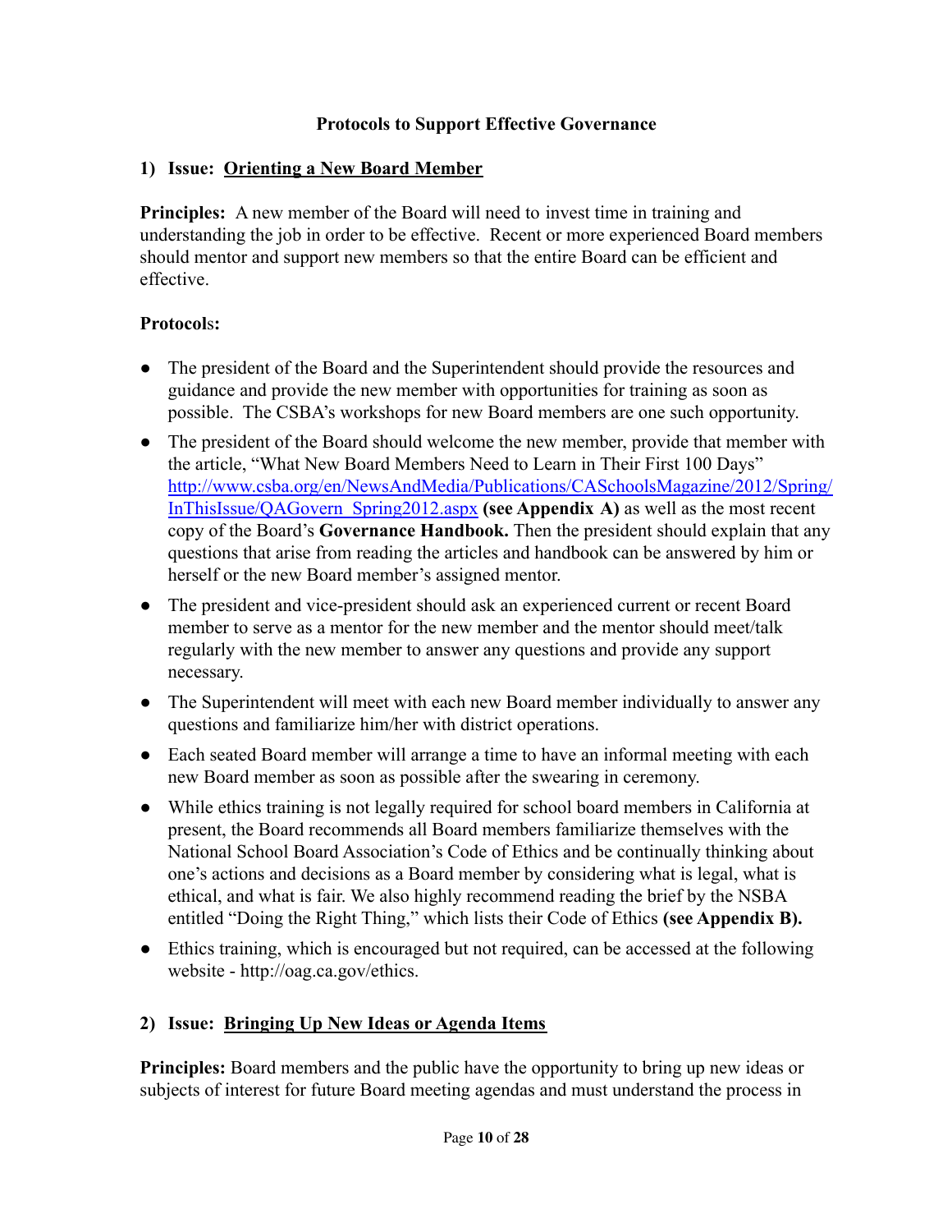## Protocols to Support Effective Governance

### 1) Issue: Orienting a New Board Member

**Principles:** A new member of the Board will need to invest time in training and understanding the job in order to be effective. Recent or more experienced Board members should mentor and support new members so that the entire Board can be efficient and effective.

**Protocols:**

- The president of the Board and the Superintendent should provide the resources and guidance and provide the new member with opportunities for training as soon as possible. The CSBA's workshops for new Board members are one such opportunity.
- The president of the Board should welcome the new member, provide that member with the article, "What New Board Members Need to Learn in Their First 100 Days" http://www.csba.org/en/NewsAndMedia/Publications/CASchoolsMagazine/2012/Spring/InThisIssue/QAGovern_Spring2012.aspx **(see Appendix A)** as well as the most recent copy of the Board's **Governance Handbook.** Then the president should explain that any questions that arise from reading the articles and handbook can be answered by him or herself or the new Board member's assigned mentor.
- The president and vice-president should ask an experienced current or recent Board member to serve as a mentor for the new member and the mentor should meet/talk regularly with the new member to answer any questions and provide any support necessary.
- The Superintendent will meet with each new Board member individually to answer any questions and familiarize him/her with district operations.
- Each seated Board member will arrange a time to have an informal meeting with each new Board member as soon as possible after the swearing in ceremony.
- While ethics training is not legally required for school board members in California at present, the Board recommends all Board members familiarize themselves with the National School Board Association's Code of Ethics and be continually thinking about one's actions and decisions as a Board member by considering what is legal, what is ethical, and what is fair. We also highly recommend reading the brief by the NSBA entitled "Doing the Right Thing," which lists their Code of Ethics **(see Appendix B).**
- Ethics training, which is encouraged but not required, can be accessed at the following website - http://oag.ca.gov/ethics.

### 2) Issue: Bringing Up New Ideas or Agenda Items

**Principles:** Board members and the public have the opportunity to bring up new ideas or subjects of interest for future Board meeting agendas and must understand the process in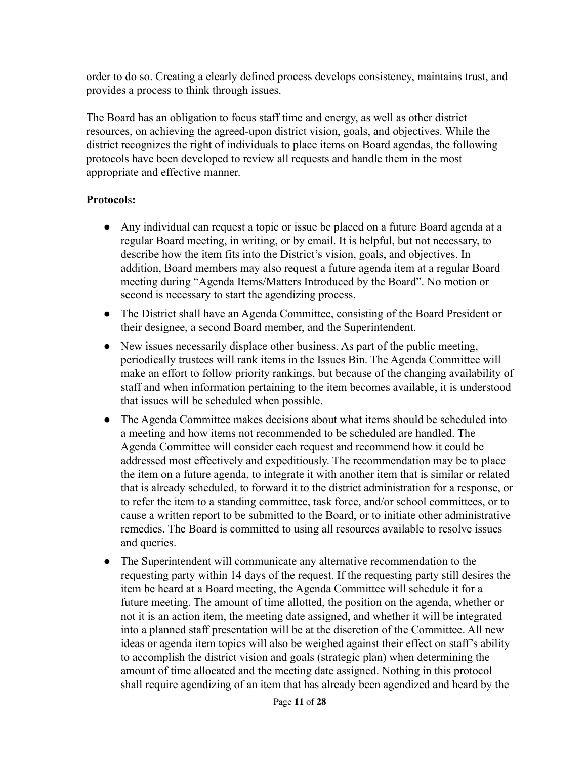order to do so. Creating a clearly defined process develops consistency, maintains trust, and provides a process to think through issues.

The Board has an obligation to focus staff time and energy, as well as other district resources, on achieving the agreed-upon district vision, goals, and objectives. While the district recognizes the right of individuals to place items on Board agendas, the following protocols have been developed to review all requests and handle them in the most appropriate and effective manner.

**Protocols:**

- Any individual can request a topic or issue be placed on a future Board agenda at a regular Board meeting, in writing, or by email. It is helpful, but not necessary, to describe how the item fits into the District's vision, goals, and objectives. In addition, Board members may also request a future agenda item at a regular Board meeting during "Agenda Items/Matters Introduced by the Board". No motion or second is necessary to start the agendizing process.
- The District shall have an Agenda Committee, consisting of the Board President or their designee, a second Board member, and the Superintendent.
- New issues necessarily displace other business. As part of the public meeting, periodically trustees will rank items in the Issues Bin. The Agenda Committee will make an effort to follow priority rankings, but because of the changing availability of staff and when information pertaining to the item becomes available, it is understood that issues will be scheduled when possible.
- The Agenda Committee makes decisions about what items should be scheduled into a meeting and how items not recommended to be scheduled are handled. The Agenda Committee will consider each request and recommend how it could be addressed most effectively and expeditiously. The recommendation may be to place the item on a future agenda, to integrate it with another item that is similar or related that is already scheduled, to forward it to the district administration for a response, or to refer the item to a standing committee, task force, and/or school committees, or to cause a written report to be submitted to the Board, or to initiate other administrative remedies. The Board is committed to using all resources available to resolve issues and queries.
- The Superintendent will communicate any alternative recommendation to the requesting party within 14 days of the request. If the requesting party still desires the item be heard at a Board meeting, the Agenda Committee will schedule it for a future meeting. The amount of time allotted, the position on the agenda, whether or not it is an action item, the meeting date assigned, and whether it will be integrated into a planned staff presentation will be at the discretion of the Committee. All new ideas or agenda item topics will also be weighed against their effect on staff's ability to accomplish the district vision and goals (strategic plan) when determining the amount of time allocated and the meeting date assigned. Nothing in this protocol shall require agendizing of an item that has already been agendized and heard by the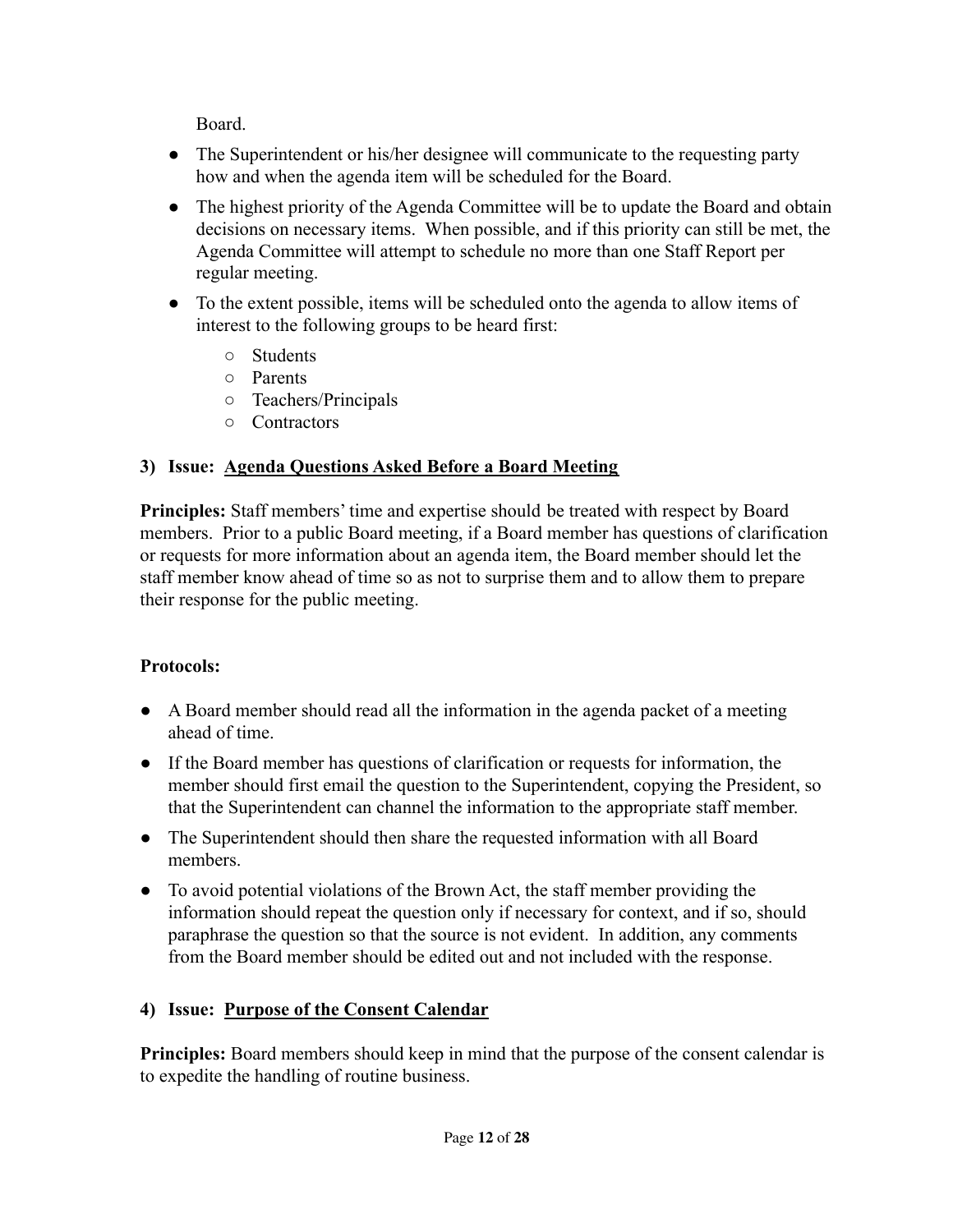Board.

- The Superintendent or his/her designee will communicate to the requesting party how and when the agenda item will be scheduled for the Board.
- The highest priority of the Agenda Committee will be to update the Board and obtain decisions on necessary items. When possible, and if this priority can still be met, the Agenda Committee will attempt to schedule no more than one Staff Report per regular meeting.
- To the extent possible, items will be scheduled onto the agenda to allow items of interest to the following groups to be heard first:
  - Students
  - Parents
  - Teachers/Principals
  - Contractors

**3) Issue: <u>Agenda Questions Asked Before a Board Meeting</u>**

**Principles:** Staff members' time and expertise should be treated with respect by Board members. Prior to a public Board meeting, if a Board member has questions of clarification or requests for more information about an agenda item, the Board member should let the staff member know ahead of time so as not to surprise them and to allow them to prepare their response for the public meeting.

**Protocols:**

- A Board member should read all the information in the agenda packet of a meeting ahead of time.
- If the Board member has questions of clarification or requests for information, the member should first email the question to the Superintendent, copying the President, so that the Superintendent can channel the information to the appropriate staff member.
- The Superintendent should then share the requested information with all Board members.
- To avoid potential violations of the Brown Act, the staff member providing the information should repeat the question only if necessary for context, and if so, should paraphrase the question so that the source is not evident. In addition, any comments from the Board member should be edited out and not included with the response.

**4) Issue: <u>Purpose of the Consent Calendar</u>**

**Principles:** Board members should keep in mind that the purpose of the consent calendar is to expedite the handling of routine business.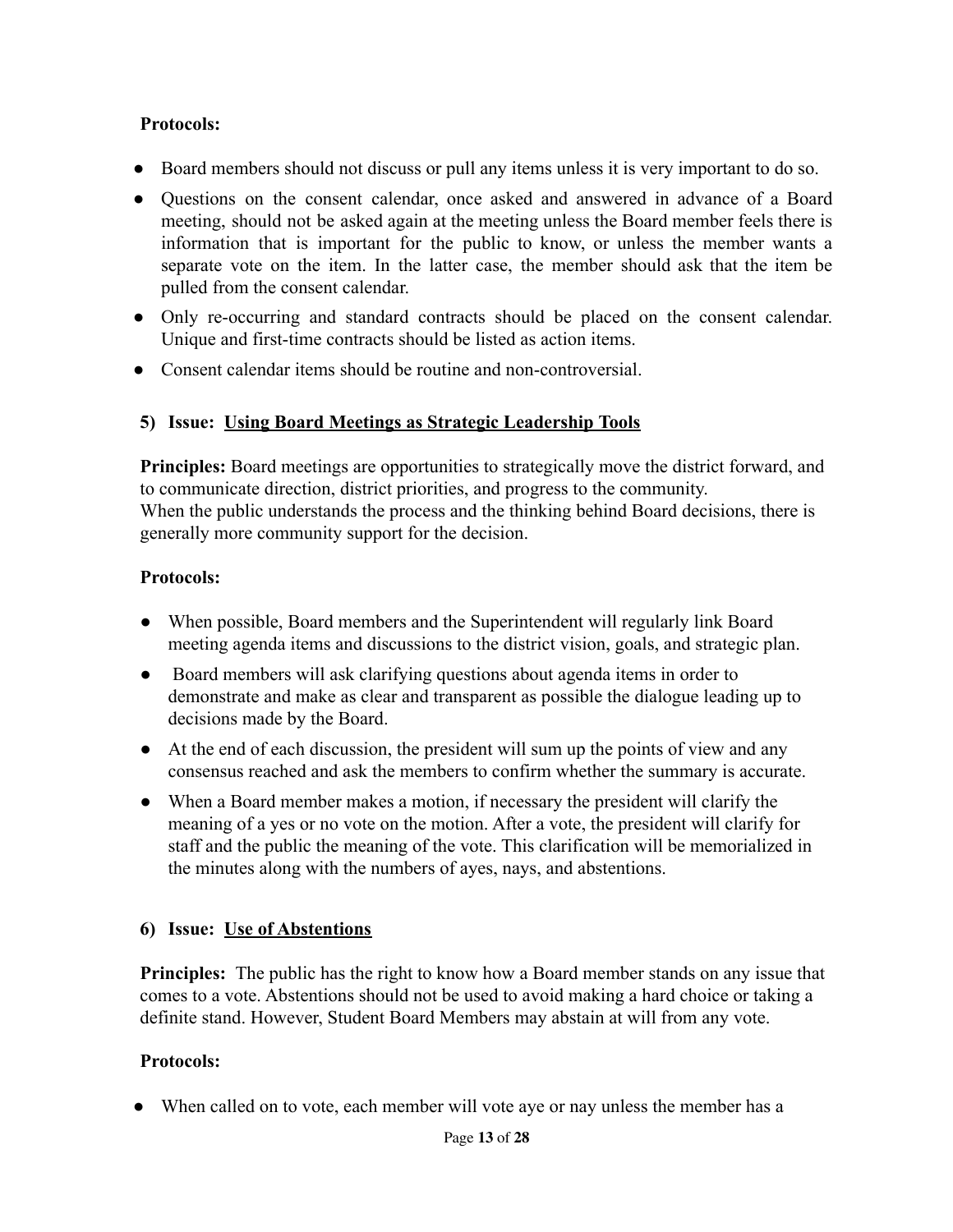**Protocols:**

- Board members should not discuss or pull any items unless it is very important to do so.
- Questions on the consent calendar, once asked and answered in advance of a Board meeting, should not be asked again at the meeting unless the Board member feels there is information that is important for the public to know, or unless the member wants a separate vote on the item. In the latter case, the member should ask that the item be pulled from the consent calendar.
- Only re-occurring and standard contracts should be placed on the consent calendar. Unique and first-time contracts should be listed as action items.
- Consent calendar items should be routine and non-controversial.

**5) Issue: <u>Using Board Meetings as Strategic Leadership Tools</u>**

**Principles:** Board meetings are opportunities to strategically move the district forward, and to communicate direction, district priorities, and progress to the community.
When the public understands the process and the thinking behind Board decisions, there is generally more community support for the decision.

**Protocols:**

- When possible, Board members and the Superintendent will regularly link Board meeting agenda items and discussions to the district vision, goals, and strategic plan.
- Board members will ask clarifying questions about agenda items in order to demonstrate and make as clear and transparent as possible the dialogue leading up to decisions made by the Board.
- At the end of each discussion, the president will sum up the points of view and any consensus reached and ask the members to confirm whether the summary is accurate.
- When a Board member makes a motion, if necessary the president will clarify the meaning of a yes or no vote on the motion. After a vote, the president will clarify for staff and the public the meaning of the vote. This clarification will be memorialized in the minutes along with the numbers of ayes, nays, and abstentions.

**6) Issue: <u>Use of Abstentions</u>**

**Principles:** The public has the right to know how a Board member stands on any issue that comes to a vote. Abstentions should not be used to avoid making a hard choice or taking a definite stand. However, Student Board Members may abstain at will from any vote.

**Protocols:**

- When called on to vote, each member will vote aye or nay unless the member has a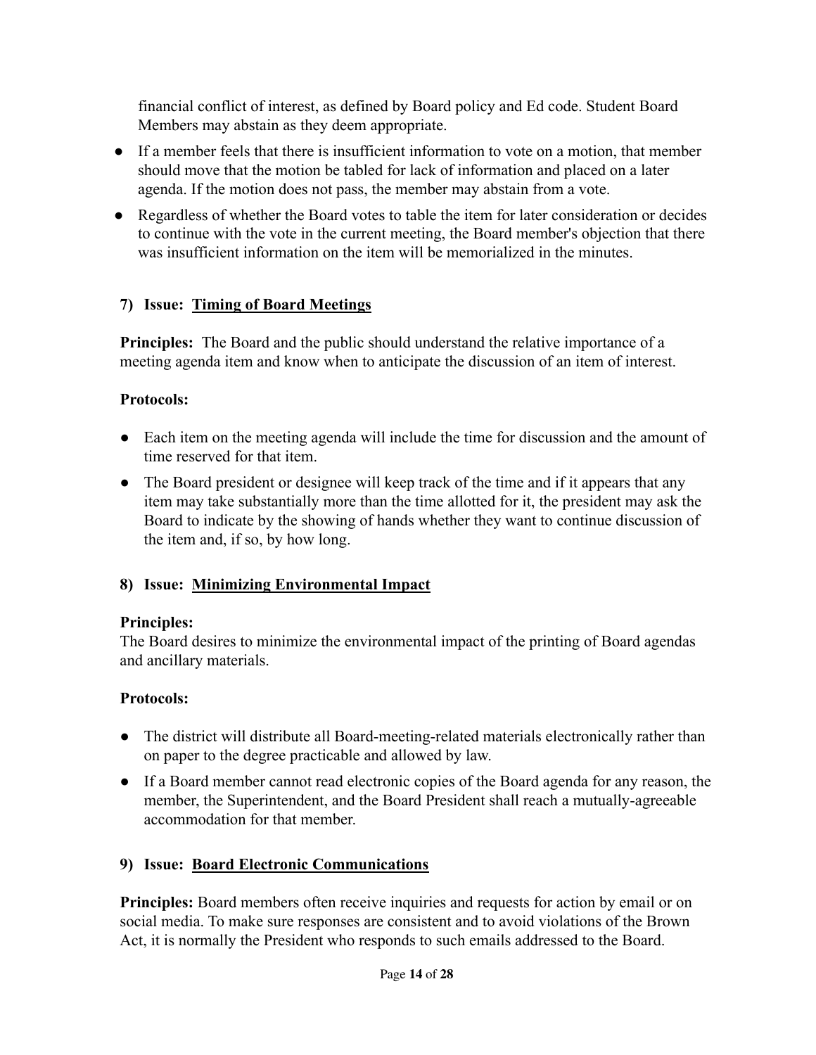financial conflict of interest, as defined by Board policy and Ed code. Student Board Members may abstain as they deem appropriate.

- If a member feels that there is insufficient information to vote on a motion, that member should move that the motion be tabled for lack of information and placed on a later agenda. If the motion does not pass, the member may abstain from a vote.
- Regardless of whether the Board votes to table the item for later consideration or decides to continue with the vote in the current meeting, the Board member's objection that there was insufficient information on the item will be memorialized in the minutes.

### 7) Issue: <u>Timing of Board Meetings</u>

**Principles:** The Board and the public should understand the relative importance of a meeting agenda item and know when to anticipate the discussion of an item of interest.

**Protocols:**

- Each item on the meeting agenda will include the time for discussion and the amount of time reserved for that item.
- The Board president or designee will keep track of the time and if it appears that any item may take substantially more than the time allotted for it, the president may ask the Board to indicate by the showing of hands whether they want to continue discussion of the item and, if so, by how long.

### 8) Issue: <u>Minimizing Environmental Impact</u>

**Principles:**
The Board desires to minimize the environmental impact of the printing of Board agendas and ancillary materials.

**Protocols:**

- The district will distribute all Board-meeting-related materials electronically rather than on paper to the degree practicable and allowed by law.
- If a Board member cannot read electronic copies of the Board agenda for any reason, the member, the Superintendent, and the Board President shall reach a mutually-agreeable accommodation for that member.

### 9) Issue: <u>Board Electronic Communications</u>

**Principles:** Board members often receive inquiries and requests for action by email or on social media. To make sure responses are consistent and to avoid violations of the Brown Act, it is normally the President who responds to such emails addressed to the Board.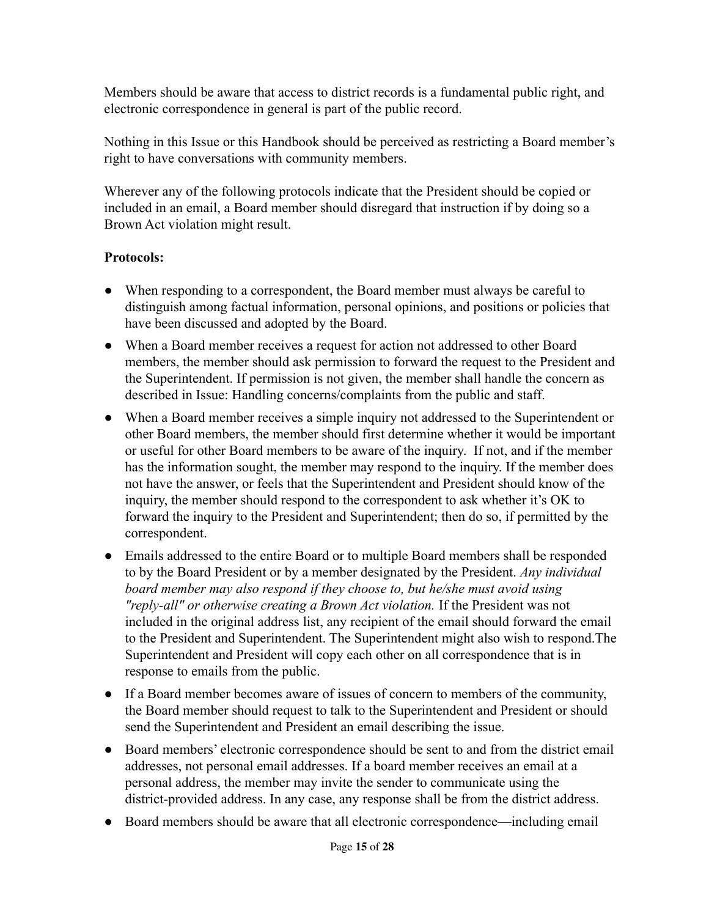Members should be aware that access to district records is a fundamental public right, and electronic correspondence in general is part of the public record.

Nothing in this Issue or this Handbook should be perceived as restricting a Board member's right to have conversations with community members.

Wherever any of the following protocols indicate that the President should be copied or included in an email, a Board member should disregard that instruction if by doing so a Brown Act violation might result.

**Protocols:**

- When responding to a correspondent, the Board member must always be careful to distinguish among factual information, personal opinions, and positions or policies that have been discussed and adopted by the Board.
- When a Board member receives a request for action not addressed to other Board members, the member should ask permission to forward the request to the President and the Superintendent. If permission is not given, the member shall handle the concern as described in Issue: Handling concerns/complaints from the public and staff.
- When a Board member receives a simple inquiry not addressed to the Superintendent or other Board members, the member should first determine whether it would be important or useful for other Board members to be aware of the inquiry. If not, and if the member has the information sought, the member may respond to the inquiry. If the member does not have the answer, or feels that the Superintendent and President should know of the inquiry, the member should respond to the correspondent to ask whether it's OK to forward the inquiry to the President and Superintendent; then do so, if permitted by the correspondent.
- Emails addressed to the entire Board or to multiple Board members shall be responded to by the Board President or by a member designated by the President. *Any individual board member may also respond if they choose to, but he/she must avoid using "reply-all" or otherwise creating a Brown Act violation.* If the President was not included in the original address list, any recipient of the email should forward the email to the President and Superintendent. The Superintendent might also wish to respond.The Superintendent and President will copy each other on all correspondence that is in response to emails from the public.
- If a Board member becomes aware of issues of concern to members of the community, the Board member should request to talk to the Superintendent and President or should send the Superintendent and President an email describing the issue.
- Board members' electronic correspondence should be sent to and from the district email addresses, not personal email addresses. If a board member receives an email at a personal address, the member may invite the sender to communicate using the district-provided address. In any case, any response shall be from the district address.
- Board members should be aware that all electronic correspondence—including email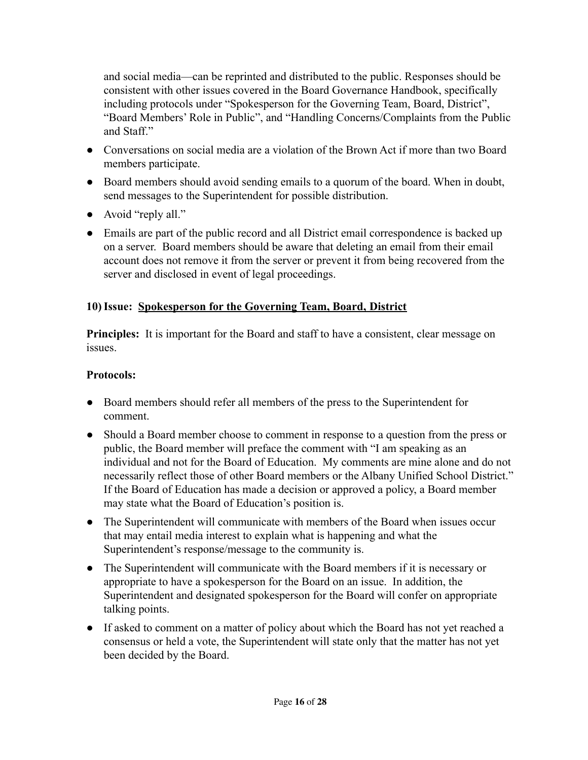and social media—can be reprinted and distributed to the public. Responses should be consistent with other issues covered in the Board Governance Handbook, specifically including protocols under "Spokesperson for the Governing Team, Board, District", "Board Members' Role in Public", and "Handling Concerns/Complaints from the Public and Staff."

- Conversations on social media are a violation of the Brown Act if more than two Board members participate.
- Board members should avoid sending emails to a quorum of the board. When in doubt, send messages to the Superintendent for possible distribution.
- Avoid "reply all."
- Emails are part of the public record and all District email correspondence is backed up on a server. Board members should be aware that deleting an email from their email account does not remove it from the server or prevent it from being recovered from the server and disclosed in event of legal proceedings.

### 10) Issue: <u>Spokesperson for the Governing Team, Board, District</u>

**Principles:** It is important for the Board and staff to have a consistent, clear message on issues.

**Protocols:**

- Board members should refer all members of the press to the Superintendent for comment.
- Should a Board member choose to comment in response to a question from the press or public, the Board member will preface the comment with "I am speaking as an individual and not for the Board of Education. My comments are mine alone and do not necessarily reflect those of other Board members or the Albany Unified School District." If the Board of Education has made a decision or approved a policy, a Board member may state what the Board of Education's position is.
- The Superintendent will communicate with members of the Board when issues occur that may entail media interest to explain what is happening and what the Superintendent's response/message to the community is.
- The Superintendent will communicate with the Board members if it is necessary or appropriate to have a spokesperson for the Board on an issue. In addition, the Superintendent and designated spokesperson for the Board will confer on appropriate talking points.
- If asked to comment on a matter of policy about which the Board has not yet reached a consensus or held a vote, the Superintendent will state only that the matter has not yet been decided by the Board.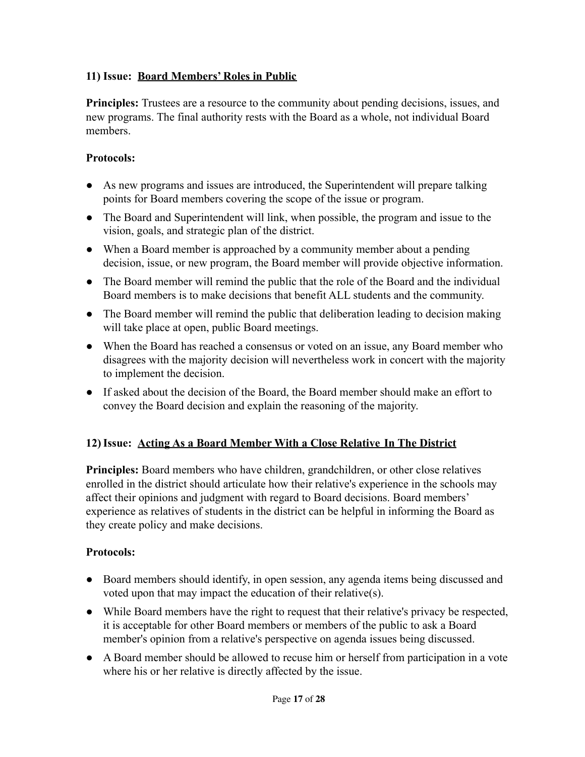### 11) Issue: <u>Board Members' Roles in Public</u>

**Principles:** Trustees are a resource to the community about pending decisions, issues, and new programs. The final authority rests with the Board as a whole, not individual Board members.

**Protocols:**

- As new programs and issues are introduced, the Superintendent will prepare talking points for Board members covering the scope of the issue or program.
- The Board and Superintendent will link, when possible, the program and issue to the vision, goals, and strategic plan of the district.
- When a Board member is approached by a community member about a pending decision, issue, or new program, the Board member will provide objective information.
- The Board member will remind the public that the role of the Board and the individual Board members is to make decisions that benefit ALL students and the community.
- The Board member will remind the public that deliberation leading to decision making will take place at open, public Board meetings.
- When the Board has reached a consensus or voted on an issue, any Board member who disagrees with the majority decision will nevertheless work in concert with the majority to implement the decision.
- If asked about the decision of the Board, the Board member should make an effort to convey the Board decision and explain the reasoning of the majority.

### 12) Issue: <u>Acting As a Board Member With a Close Relative In The District</u>

**Principles:** Board members who have children, grandchildren, or other close relatives enrolled in the district should articulate how their relative's experience in the schools may affect their opinions and judgment with regard to Board decisions. Board members' experience as relatives of students in the district can be helpful in informing the Board as they create policy and make decisions.

**Protocols:**

- Board members should identify, in open session, any agenda items being discussed and voted upon that may impact the education of their relative(s).
- While Board members have the right to request that their relative's privacy be respected, it is acceptable for other Board members or members of the public to ask a Board member's opinion from a relative's perspective on agenda issues being discussed.
- A Board member should be allowed to recuse him or herself from participation in a vote where his or her relative is directly affected by the issue.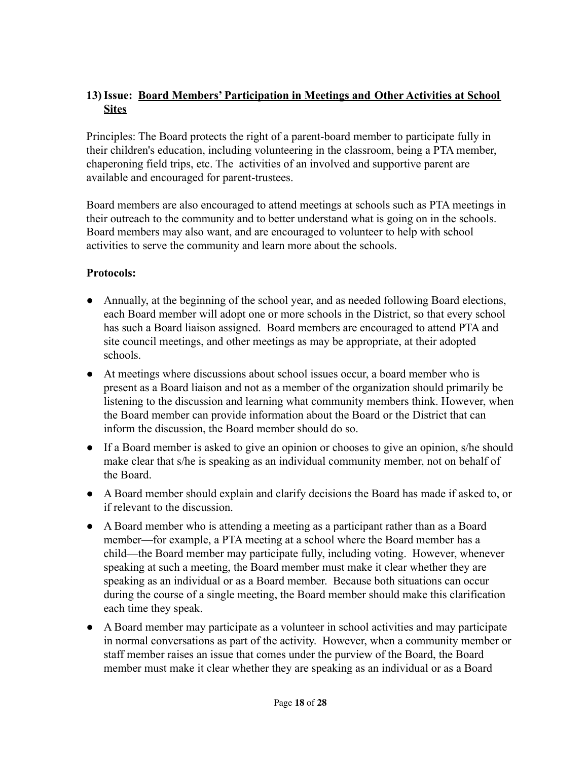## 13) Issue: Board Members' Participation in Meetings and Other Activities at School Sites

Principles: The Board protects the right of a parent-board member to participate fully in their children's education, including volunteering in the classroom, being a PTA member, chaperoning field trips, etc. The activities of an involved and supportive parent are available and encouraged for parent-trustees.

Board members are also encouraged to attend meetings at schools such as PTA meetings in their outreach to the community and to better understand what is going on in the schools. Board members may also want, and are encouraged to volunteer to help with school activities to serve the community and learn more about the schools.

**Protocols:**

- Annually, at the beginning of the school year, and as needed following Board elections, each Board member will adopt one or more schools in the District, so that every school has such a Board liaison assigned. Board members are encouraged to attend PTA and site council meetings, and other meetings as may be appropriate, at their adopted schools.
- At meetings where discussions about school issues occur, a board member who is present as a Board liaison and not as a member of the organization should primarily be listening to the discussion and learning what community members think. However, when the Board member can provide information about the Board or the District that can inform the discussion, the Board member should do so.
- If a Board member is asked to give an opinion or chooses to give an opinion, s/he should make clear that s/he is speaking as an individual community member, not on behalf of the Board.
- A Board member should explain and clarify decisions the Board has made if asked to, or if relevant to the discussion.
- A Board member who is attending a meeting as a participant rather than as a Board member—for example, a PTA meeting at a school where the Board member has a child—the Board member may participate fully, including voting. However, whenever speaking at such a meeting, the Board member must make it clear whether they are speaking as an individual or as a Board member. Because both situations can occur during the course of a single meeting, the Board member should make this clarification each time they speak.
- A Board member may participate as a volunteer in school activities and may participate in normal conversations as part of the activity. However, when a community member or staff member raises an issue that comes under the purview of the Board, the Board member must make it clear whether they are speaking as an individual or as a Board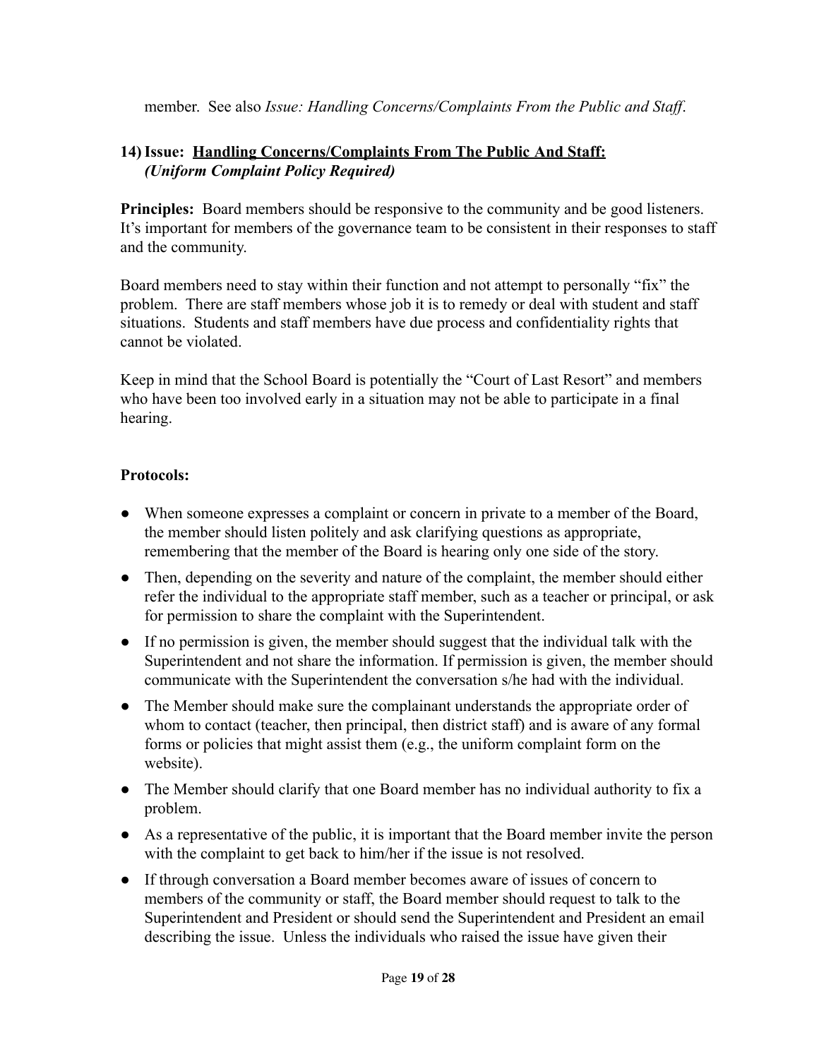member. See also *Issue: Handling Concerns/Complaints From the Public and Staff*.

### 14) Issue: <u>Handling Concerns/Complaints From The Public And Staff:</u> *(Uniform Complaint Policy Required)*

**Principles:** Board members should be responsive to the community and be good listeners. It's important for members of the governance team to be consistent in their responses to staff and the community.

Board members need to stay within their function and not attempt to personally "fix" the problem. There are staff members whose job it is to remedy or deal with student and staff situations. Students and staff members have due process and confidentiality rights that cannot be violated.

Keep in mind that the School Board is potentially the "Court of Last Resort" and members who have been too involved early in a situation may not be able to participate in a final hearing.

**Protocols:**

- When someone expresses a complaint or concern in private to a member of the Board, the member should listen politely and ask clarifying questions as appropriate, remembering that the member of the Board is hearing only one side of the story.
- Then, depending on the severity and nature of the complaint, the member should either refer the individual to the appropriate staff member, such as a teacher or principal, or ask for permission to share the complaint with the Superintendent.
- If no permission is given, the member should suggest that the individual talk with the Superintendent and not share the information. If permission is given, the member should communicate with the Superintendent the conversation s/he had with the individual.
- The Member should make sure the complainant understands the appropriate order of whom to contact (teacher, then principal, then district staff) and is aware of any formal forms or policies that might assist them (e.g., the uniform complaint form on the website).
- The Member should clarify that one Board member has no individual authority to fix a problem.
- As a representative of the public, it is important that the Board member invite the person with the complaint to get back to him/her if the issue is not resolved.
- If through conversation a Board member becomes aware of issues of concern to members of the community or staff, the Board member should request to talk to the Superintendent and President or should send the Superintendent and President an email describing the issue. Unless the individuals who raised the issue have given their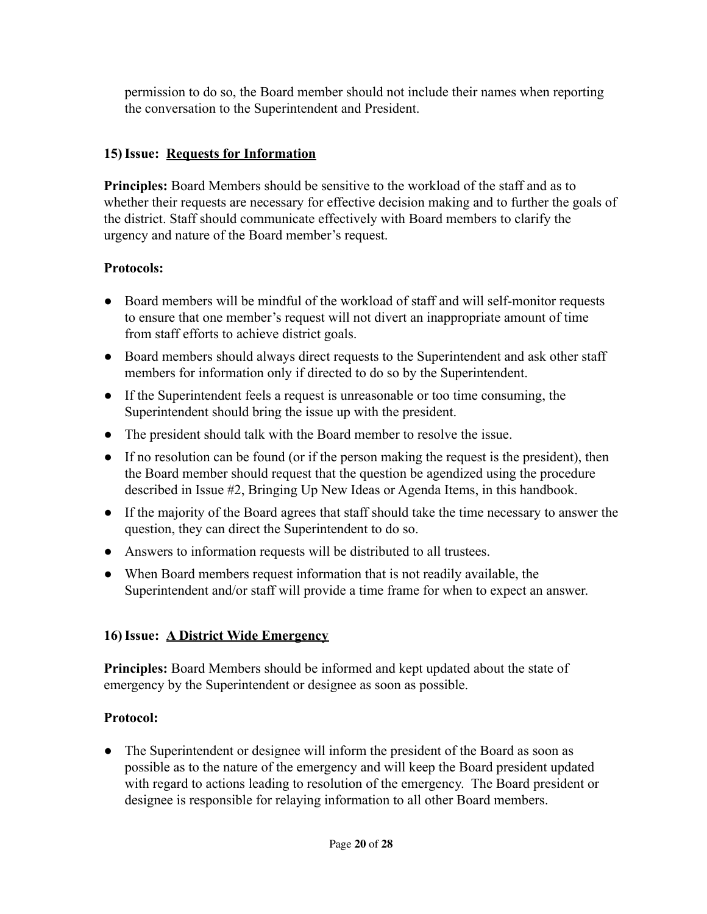permission to do so, the Board member should not include their names when reporting the conversation to the Superintendent and President.

### 15) Issue: <u>Requests for Information</u>

**Principles:** Board Members should be sensitive to the workload of the staff and as to whether their requests are necessary for effective decision making and to further the goals of the district. Staff should communicate effectively with Board members to clarify the urgency and nature of the Board member's request.

**Protocols:**

- Board members will be mindful of the workload of staff and will self-monitor requests to ensure that one member's request will not divert an inappropriate amount of time from staff efforts to achieve district goals.
- Board members should always direct requests to the Superintendent and ask other staff members for information only if directed to do so by the Superintendent.
- If the Superintendent feels a request is unreasonable or too time consuming, the Superintendent should bring the issue up with the president.
- The president should talk with the Board member to resolve the issue.
- If no resolution can be found (or if the person making the request is the president), then the Board member should request that the question be agendized using the procedure described in Issue #2, Bringing Up New Ideas or Agenda Items, in this handbook.
- If the majority of the Board agrees that staff should take the time necessary to answer the question, they can direct the Superintendent to do so.
- Answers to information requests will be distributed to all trustees.
- When Board members request information that is not readily available, the Superintendent and/or staff will provide a time frame for when to expect an answer.

### 16) Issue: <u>A District Wide Emergency</u>

**Principles:** Board Members should be informed and kept updated about the state of emergency by the Superintendent or designee as soon as possible.

**Protocol:**

- The Superintendent or designee will inform the president of the Board as soon as possible as to the nature of the emergency and will keep the Board president updated with regard to actions leading to resolution of the emergency. The Board president or designee is responsible for relaying information to all other Board members.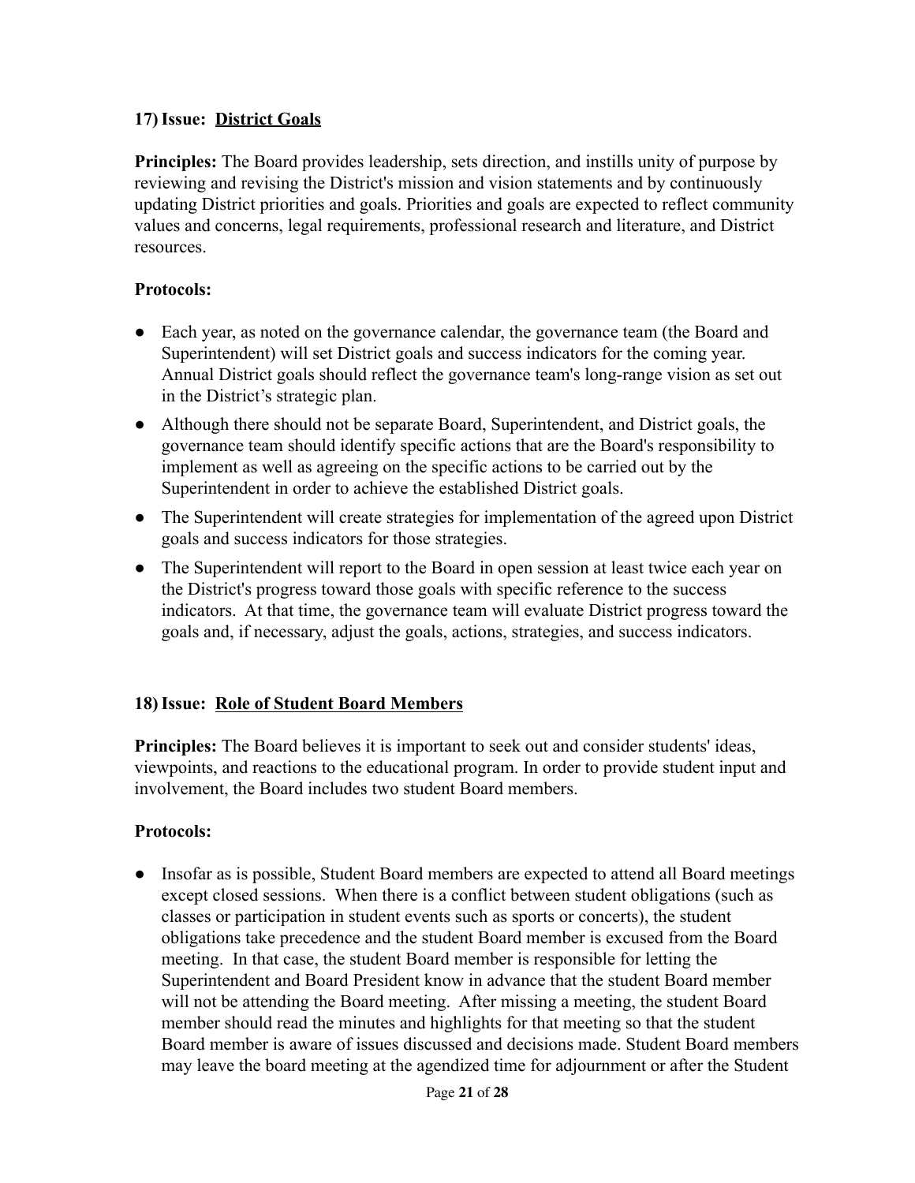### 17) Issue: <u>District Goals</u>

**Principles:** The Board provides leadership, sets direction, and instills unity of purpose by reviewing and revising the District's mission and vision statements and by continuously updating District priorities and goals. Priorities and goals are expected to reflect community values and concerns, legal requirements, professional research and literature, and District resources.

**Protocols:**

- Each year, as noted on the governance calendar, the governance team (the Board and Superintendent) will set District goals and success indicators for the coming year. Annual District goals should reflect the governance team's long-range vision as set out in the District's strategic plan.
- Although there should not be separate Board, Superintendent, and District goals, the governance team should identify specific actions that are the Board's responsibility to implement as well as agreeing on the specific actions to be carried out by the Superintendent in order to achieve the established District goals.
- The Superintendent will create strategies for implementation of the agreed upon District goals and success indicators for those strategies.
- The Superintendent will report to the Board in open session at least twice each year on the District's progress toward those goals with specific reference to the success indicators. At that time, the governance team will evaluate District progress toward the goals and, if necessary, adjust the goals, actions, strategies, and success indicators.

### 18) Issue: <u>Role of Student Board Members</u>

**Principles:** The Board believes it is important to seek out and consider students' ideas, viewpoints, and reactions to the educational program. In order to provide student input and involvement, the Board includes two student Board members.

**Protocols:**

- Insofar as is possible, Student Board members are expected to attend all Board meetings except closed sessions. When there is a conflict between student obligations (such as classes or participation in student events such as sports or concerts), the student obligations take precedence and the student Board member is excused from the Board meeting. In that case, the student Board member is responsible for letting the Superintendent and Board President know in advance that the student Board member will not be attending the Board meeting. After missing a meeting, the student Board member should read the minutes and highlights for that meeting so that the student Board member is aware of issues discussed and decisions made. Student Board members may leave the board meeting at the agendized time for adjournment or after the Student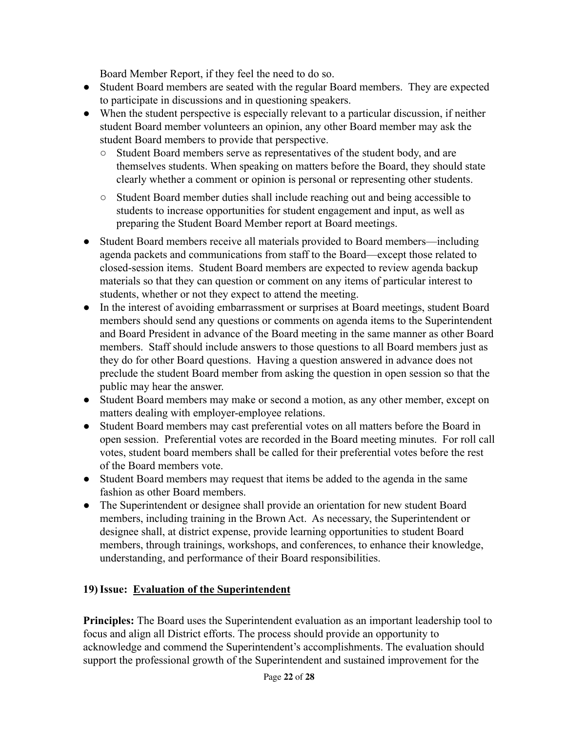Board Member Report, if they feel the need to do so.

- Student Board members are seated with the regular Board members. They are expected to participate in discussions and in questioning speakers.
- When the student perspective is especially relevant to a particular discussion, if neither student Board member volunteers an opinion, any other Board member may ask the student Board members to provide that perspective.
  - Student Board members serve as representatives of the student body, and are themselves students. When speaking on matters before the Board, they should state clearly whether a comment or opinion is personal or representing other students.
  - Student Board member duties shall include reaching out and being accessible to students to increase opportunities for student engagement and input, as well as preparing the Student Board Member report at Board meetings.
- Student Board members receive all materials provided to Board members—including agenda packets and communications from staff to the Board—except those related to closed-session items. Student Board members are expected to review agenda backup materials so that they can question or comment on any items of particular interest to students, whether or not they expect to attend the meeting.
- In the interest of avoiding embarrassment or surprises at Board meetings, student Board members should send any questions or comments on agenda items to the Superintendent and Board President in advance of the Board meeting in the same manner as other Board members. Staff should include answers to those questions to all Board members just as they do for other Board questions. Having a question answered in advance does not preclude the student Board member from asking the question in open session so that the public may hear the answer.
- Student Board members may make or second a motion, as any other member, except on matters dealing with employer-employee relations.
- Student Board members may cast preferential votes on all matters before the Board in open session. Preferential votes are recorded in the Board meeting minutes. For roll call votes, student board members shall be called for their preferential votes before the rest of the Board members vote.
- Student Board members may request that items be added to the agenda in the same fashion as other Board members.
- The Superintendent or designee shall provide an orientation for new student Board members, including training in the Brown Act. As necessary, the Superintendent or designee shall, at district expense, provide learning opportunities to student Board members, through trainings, workshops, and conferences, to enhance their knowledge, understanding, and performance of their Board responsibilities.

### 19) Issue: <u>Evaluation of the Superintendent</u>

**Principles:** The Board uses the Superintendent evaluation as an important leadership tool to focus and align all District efforts. The process should provide an opportunity to acknowledge and commend the Superintendent's accomplishments. The evaluation should support the professional growth of the Superintendent and sustained improvement for the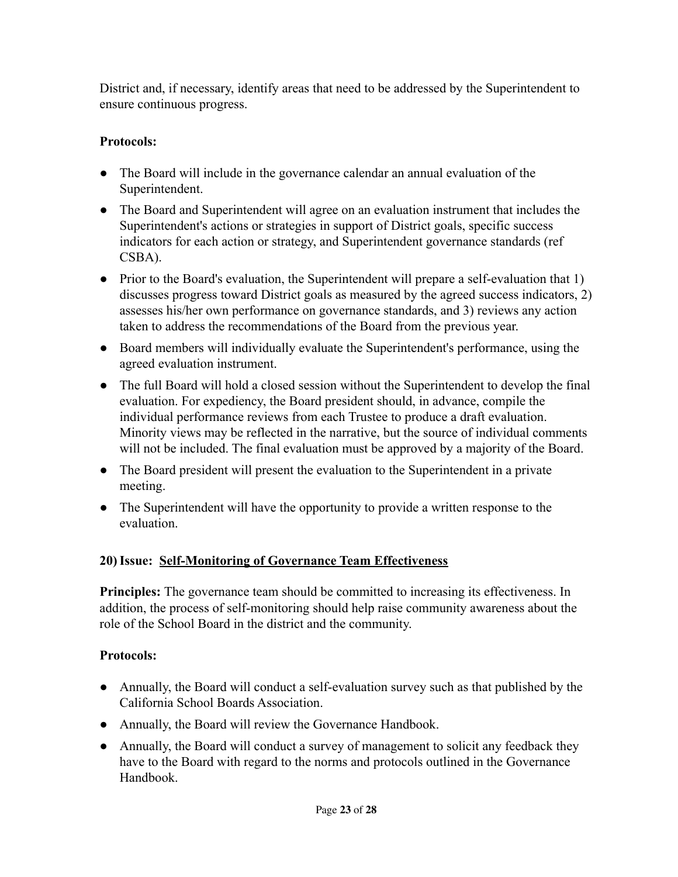District and, if necessary, identify areas that need to be addressed by the Superintendent to ensure continuous progress.

**Protocols:**

- The Board will include in the governance calendar an annual evaluation of the Superintendent.
- The Board and Superintendent will agree on an evaluation instrument that includes the Superintendent's actions or strategies in support of District goals, specific success indicators for each action or strategy, and Superintendent governance standards (ref CSBA).
- Prior to the Board's evaluation, the Superintendent will prepare a self-evaluation that 1) discusses progress toward District goals as measured by the agreed success indicators, 2) assesses his/her own performance on governance standards, and 3) reviews any action taken to address the recommendations of the Board from the previous year.
- Board members will individually evaluate the Superintendent's performance, using the agreed evaluation instrument.
- The full Board will hold a closed session without the Superintendent to develop the final evaluation. For expediency, the Board president should, in advance, compile the individual performance reviews from each Trustee to produce a draft evaluation. Minority views may be reflected in the narrative, but the source of individual comments will not be included. The final evaluation must be approved by a majority of the Board.
- The Board president will present the evaluation to the Superintendent in a private meeting.
- The Superintendent will have the opportunity to provide a written response to the evaluation.

### 20) Issue: <u>Self-Monitoring of Governance Team Effectiveness</u>

**Principles:** The governance team should be committed to increasing its effectiveness. In addition, the process of self-monitoring should help raise community awareness about the role of the School Board in the district and the community.

**Protocols:**

- Annually, the Board will conduct a self-evaluation survey such as that published by the California School Boards Association.
- Annually, the Board will review the Governance Handbook.
- Annually, the Board will conduct a survey of management to solicit any feedback they have to the Board with regard to the norms and protocols outlined in the Governance Handbook.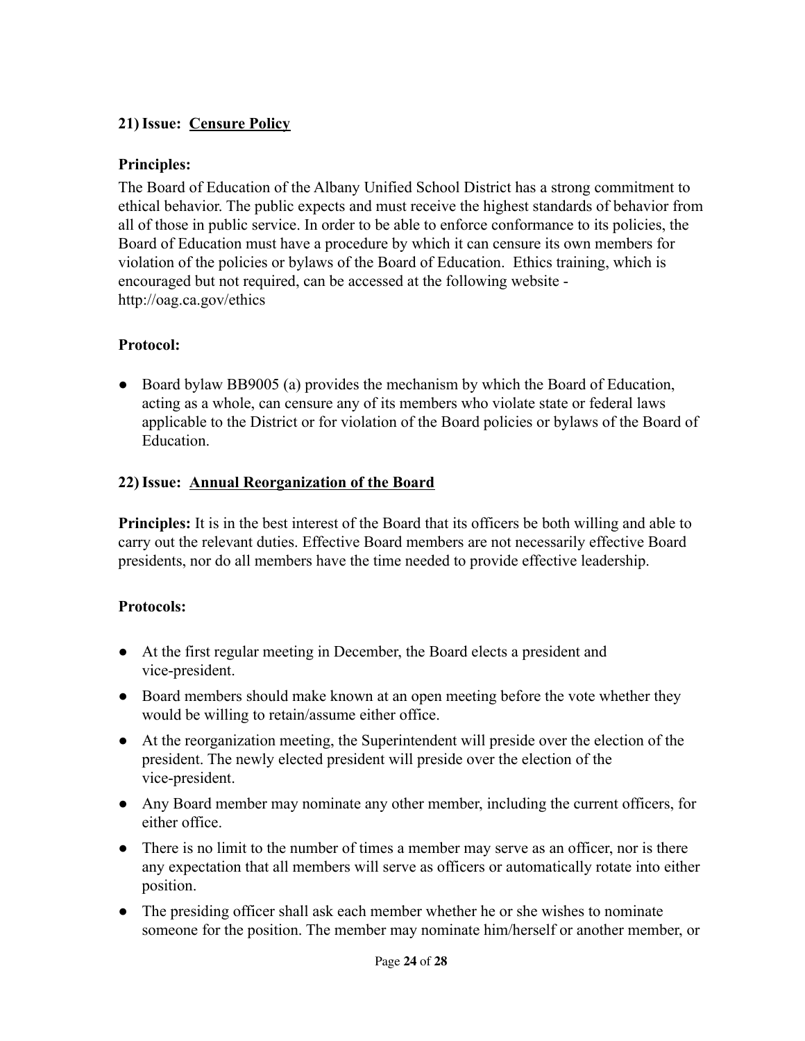### 21) Issue: <u>Censure Policy</u>

**Principles:**

The Board of Education of the Albany Unified School District has a strong commitment to ethical behavior. The public expects and must receive the highest standards of behavior from all of those in public service. In order to be able to enforce conformance to its policies, the Board of Education must have a procedure by which it can censure its own members for violation of the policies or bylaws of the Board of Education. Ethics training, which is encouraged but not required, can be accessed at the following website - http://oag.ca.gov/ethics

**Protocol:**

- Board bylaw BB9005 (a) provides the mechanism by which the Board of Education, acting as a whole, can censure any of its members who violate state or federal laws applicable to the District or for violation of the Board policies or bylaws of the Board of Education.

### 22) Issue: <u>Annual Reorganization of the Board</u>

**Principles:** It is in the best interest of the Board that its officers be both willing and able to carry out the relevant duties. Effective Board members are not necessarily effective Board presidents, nor do all members have the time needed to provide effective leadership.

**Protocols:**

- At the first regular meeting in December, the Board elects a president and vice-president.
- Board members should make known at an open meeting before the vote whether they would be willing to retain/assume either office.
- At the reorganization meeting, the Superintendent will preside over the election of the president. The newly elected president will preside over the election of the vice-president.
- Any Board member may nominate any other member, including the current officers, for either office.
- There is no limit to the number of times a member may serve as an officer, nor is there any expectation that all members will serve as officers or automatically rotate into either position.
- The presiding officer shall ask each member whether he or she wishes to nominate someone for the position. The member may nominate him/herself or another member, or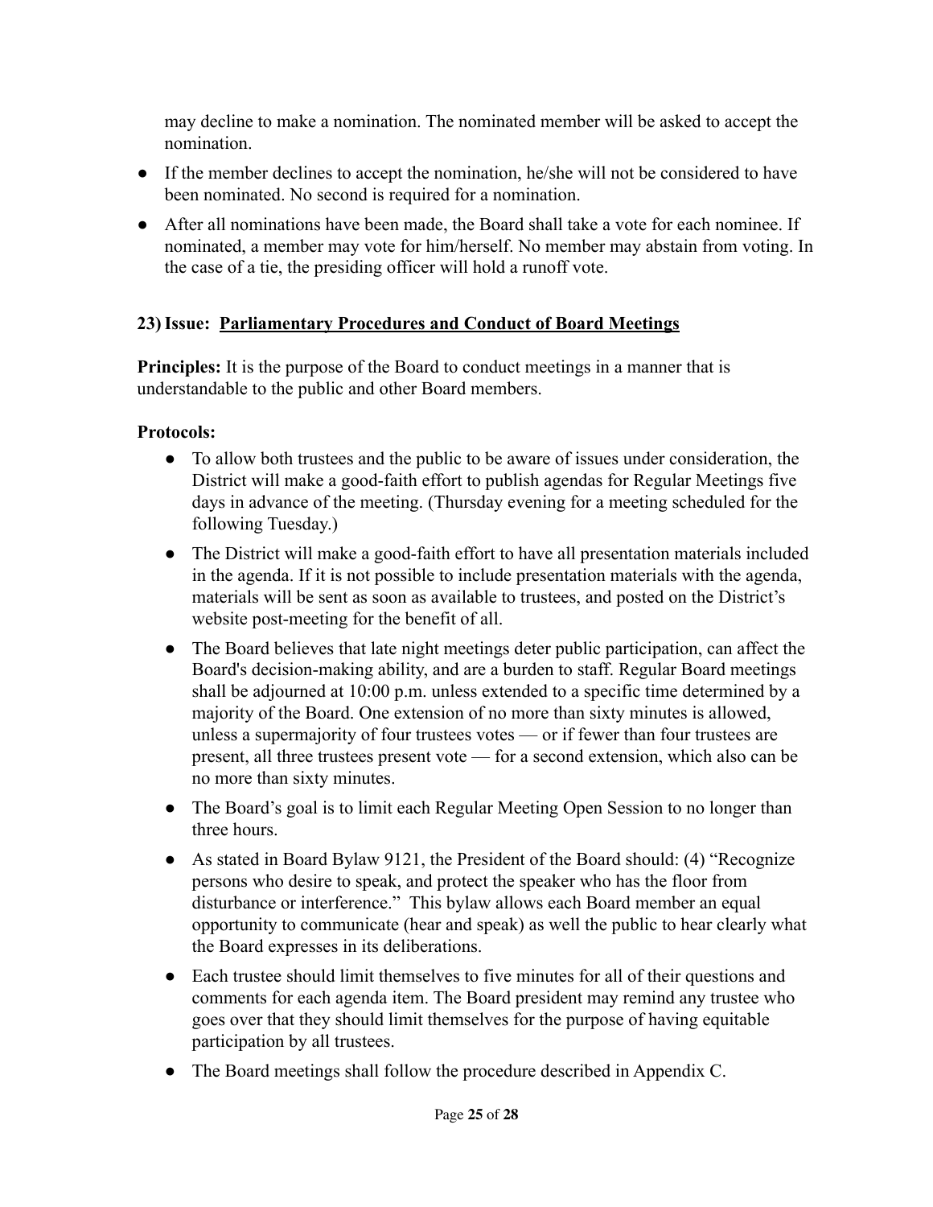may decline to make a nomination. The nominated member will be asked to accept the nomination.

- If the member declines to accept the nomination, he/she will not be considered to have been nominated. No second is required for a nomination.
- After all nominations have been made, the Board shall take a vote for each nominee. If nominated, a member may vote for him/herself. No member may abstain from voting. In the case of a tie, the presiding officer will hold a runoff vote.

### 23) Issue: <u>Parliamentary Procedures and Conduct of Board Meetings</u>

**Principles:** It is the purpose of the Board to conduct meetings in a manner that is understandable to the public and other Board members.

**Protocols:**

- To allow both trustees and the public to be aware of issues under consideration, the District will make a good-faith effort to publish agendas for Regular Meetings five days in advance of the meeting. (Thursday evening for a meeting scheduled for the following Tuesday.)
- The District will make a good-faith effort to have all presentation materials included in the agenda. If it is not possible to include presentation materials with the agenda, materials will be sent as soon as available to trustees, and posted on the District's website post-meeting for the benefit of all.
- The Board believes that late night meetings deter public participation, can affect the Board's decision-making ability, and are a burden to staff. Regular Board meetings shall be adjourned at 10:00 p.m. unless extended to a specific time determined by a majority of the Board. One extension of no more than sixty minutes is allowed, unless a supermajority of four trustees votes — or if fewer than four trustees are present, all three trustees present vote — for a second extension, which also can be no more than sixty minutes.
- The Board's goal is to limit each Regular Meeting Open Session to no longer than three hours.
- As stated in Board Bylaw 9121, the President of the Board should: (4) "Recognize persons who desire to speak, and protect the speaker who has the floor from disturbance or interference." This bylaw allows each Board member an equal opportunity to communicate (hear and speak) as well the public to hear clearly what the Board expresses in its deliberations.
- Each trustee should limit themselves to five minutes for all of their questions and comments for each agenda item. The Board president may remind any trustee who goes over that they should limit themselves for the purpose of having equitable participation by all trustees.
- The Board meetings shall follow the procedure described in Appendix C.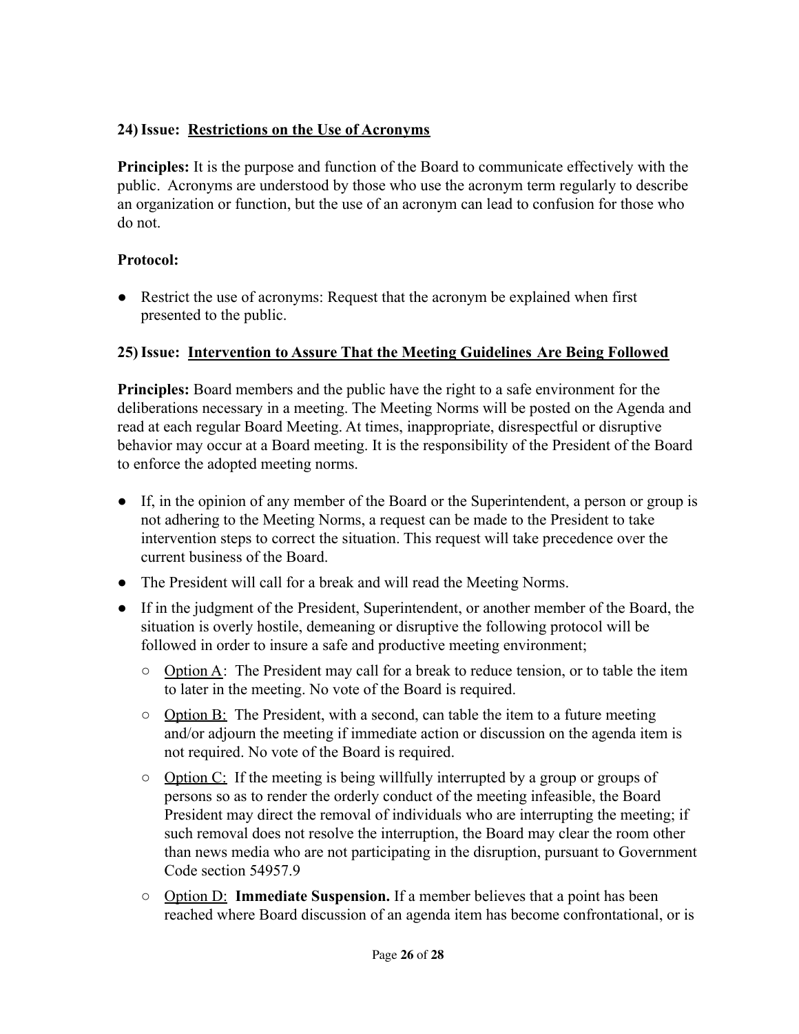### 24) Issue: <u>Restrictions on the Use of Acronyms</u>

**Principles:** It is the purpose and function of the Board to communicate effectively with the public. Acronyms are understood by those who use the acronym term regularly to describe an organization or function, but the use of an acronym can lead to confusion for those who do not.

**Protocol:**

- Restrict the use of acronyms: Request that the acronym be explained when first presented to the public.

### 25) Issue: <u>Intervention to Assure That the Meeting Guidelines Are Being Followed</u>

**Principles:** Board members and the public have the right to a safe environment for the deliberations necessary in a meeting. The Meeting Norms will be posted on the Agenda and read at each regular Board Meeting. At times, inappropriate, disrespectful or disruptive behavior may occur at a Board meeting. It is the responsibility of the President of the Board to enforce the adopted meeting norms.

- If, in the opinion of any member of the Board or the Superintendent, a person or group is not adhering to the Meeting Norms, a request can be made to the President to take intervention steps to correct the situation. This request will take precedence over the current business of the Board.
- The President will call for a break and will read the Meeting Norms.
- If in the judgment of the President, Superintendent, or another member of the Board, the situation is overly hostile, demeaning or disruptive the following protocol will be followed in order to insure a safe and productive meeting environment;
  - <u>Option A</u>: The President may call for a break to reduce tension, or to table the item to later in the meeting. No vote of the Board is required.
  - <u>Option B:</u> The President, with a second, can table the item to a future meeting and/or adjourn the meeting if immediate action or discussion on the agenda item is not required. No vote of the Board is required.
  - <u>Option C:</u> If the meeting is being willfully interrupted by a group or groups of persons so as to render the orderly conduct of the meeting infeasible, the Board President may direct the removal of individuals who are interrupting the meeting; if such removal does not resolve the interruption, the Board may clear the room other than news media who are not participating in the disruption, pursuant to Government Code section 54957.9
  - <u>Option D:</u> **Immediate Suspension.** If a member believes that a point has been reached where Board discussion of an agenda item has become confrontational, or is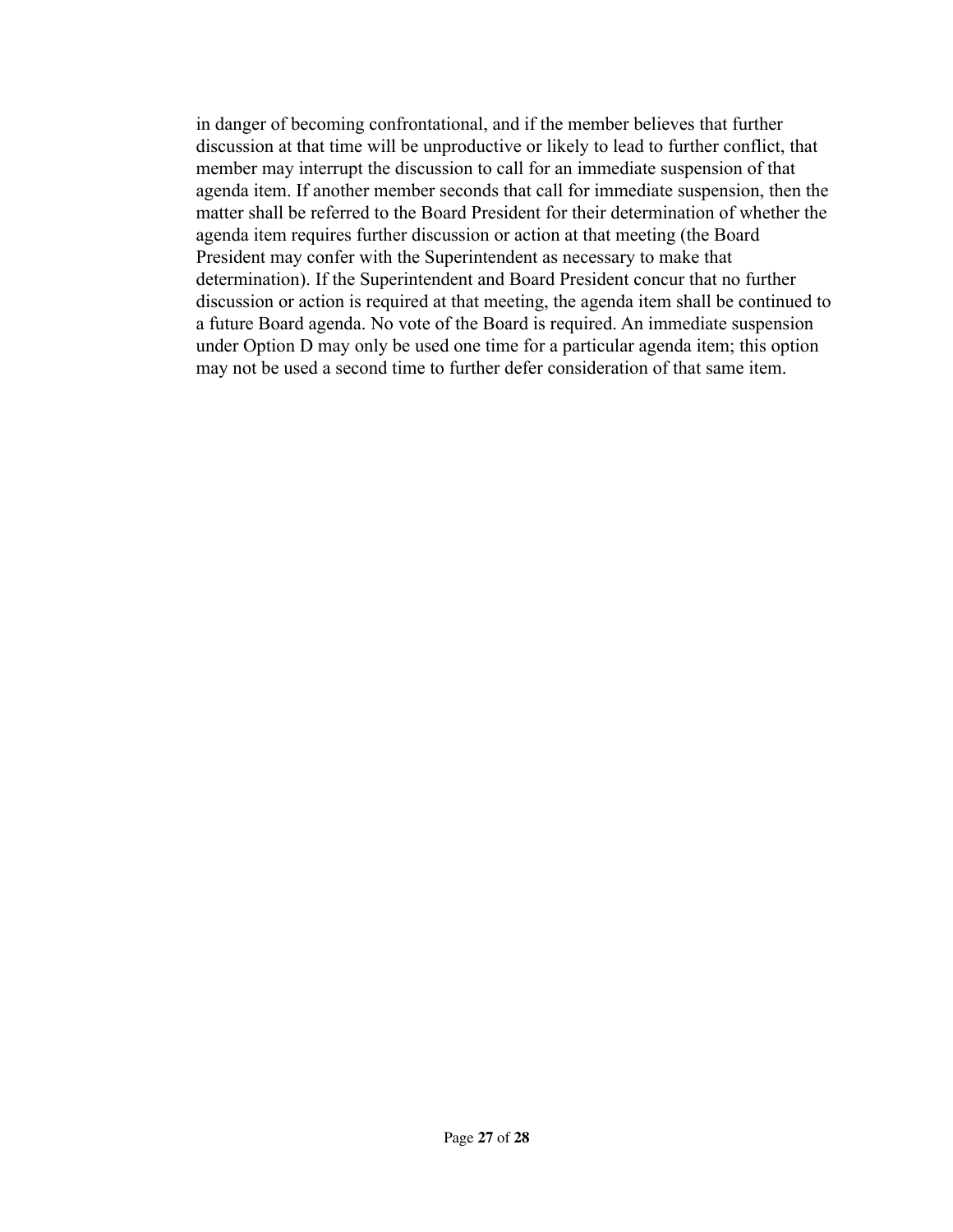in danger of becoming confrontational, and if the member believes that further discussion at that time will be unproductive or likely to lead to further conflict, that member may interrupt the discussion to call for an immediate suspension of that agenda item. If another member seconds that call for immediate suspension, then the matter shall be referred to the Board President for their determination of whether the agenda item requires further discussion or action at that meeting (the Board President may confer with the Superintendent as necessary to make that determination). If the Superintendent and Board President concur that no further discussion or action is required at that meeting, the agenda item shall be continued to a future Board agenda. No vote of the Board is required. An immediate suspension under Option D may only be used one time for a particular agenda item; this option may not be used a second time to further defer consideration of that same item.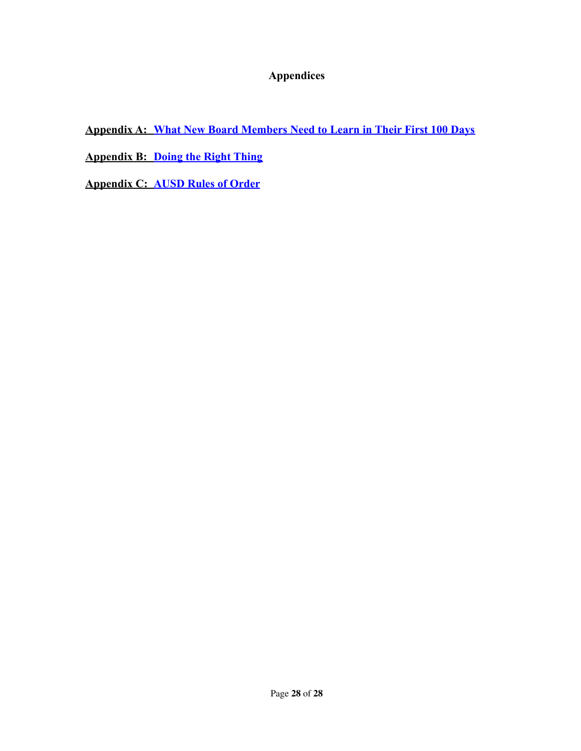# Appendices

**Appendix A: What New Board Members Need to Learn in Their First 100 Days**

**Appendix B: Doing the Right Thing**

**Appendix C: AUSD Rules of Order**